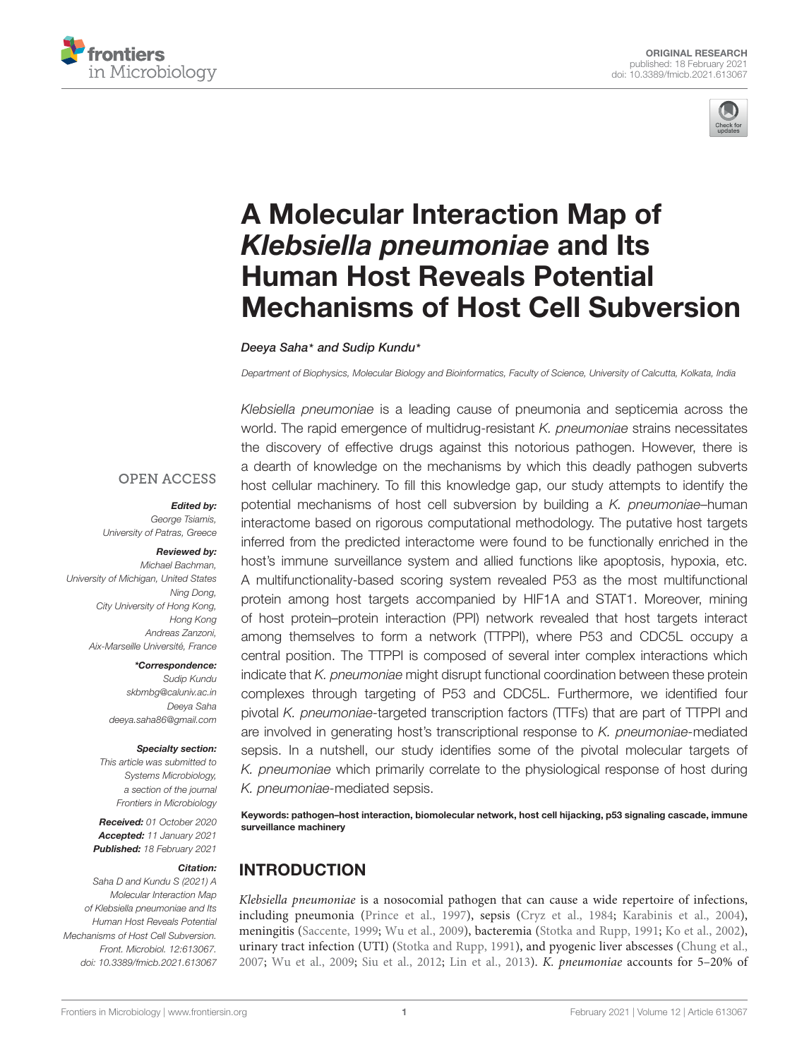ORIGINAL RESEARCH
published: 18 February 2021
doi: 10.3389/fmicb.2021.613067

# A Molecular Interaction Map of *Klebsiella pneumoniae* and Its Human Host Reveals Potential Mechanisms of Host Cell Subversion

*Deeya Saha\* and Sudip Kundu\**

*Department of Biophysics, Molecular Biology and Bioinformatics, Faculty of Science, University of Calcutta, Kolkata, India*

*Klebsiella pneumoniae* is a leading cause of pneumonia and septicemia across the world. The rapid emergence of multidrug-resistant *K. pneumoniae* strains necessitates the discovery of effective drugs against this notorious pathogen. However, there is a dearth of knowledge on the mechanisms by which this deadly pathogen subverts host cellular machinery. To fill this knowledge gap, our study attempts to identify the potential mechanisms of host cell subversion by building a *K. pneumoniae*–human interactome based on rigorous computational methodology. The putative host targets inferred from the predicted interactome were found to be functionally enriched in the host's immune surveillance system and allied functions like apoptosis, hypoxia, etc. A multifunctionality-based scoring system revealed P53 as the most multifunctional protein among host targets accompanied by HIF1A and STAT1. Moreover, mining of host protein–protein interaction (PPI) network revealed that host targets interact among themselves to form a network (TTPPI), where P53 and CDC5L occupy a central position. The TTPPI is composed of several inter complex interactions which indicate that *K. pneumoniae* might disrupt functional coordination between these protein complexes through targeting of P53 and CDC5L. Furthermore, we identified four pivotal *K. pneumoniae*-targeted transcription factors (TTFs) that are part of TTPPI and are involved in generating host's transcriptional response to *K. pneumoniae*-mediated sepsis. In a nutshell, our study identifies some of the pivotal molecular targets of *K. pneumoniae* which primarily correlate to the physiological response of host during *K. pneumoniae*-mediated sepsis.

**Keywords: pathogen–host interaction, biomolecular network, host cell hijacking, p53 signaling cascade, immune surveillance machinery**

OPEN ACCESS

***Edited by:***
*George Tsiamis,*
*University of Patras, Greece*

***Reviewed by:***
*Michael Bachman,*
*University of Michigan, United States*
*Ning Dong,*
*City University of Hong Kong, Hong Kong*
*Andreas Zanzoni,*
*Aix-Marseille Université, France*

***\*Correspondence:***
*Sudip Kundu*
*skbmbg@caluniv.ac.in*
*Deeya Saha*
*deeya.saha86@gmail.com*

***Specialty section:***
*This article was submitted to Systems Microbiology, a section of the journal Frontiers in Microbiology*

***Received:*** *01 October 2020*
***Accepted:*** *11 January 2021*
***Published:*** *18 February 2021*

***Citation:***
*Saha D and Kundu S (2021) A Molecular Interaction Map of Klebsiella pneumoniae and Its Human Host Reveals Potential Mechanisms of Host Cell Subversion. Front. Microbiol. 12:613067. doi: 10.3389/fmicb.2021.613067*

## INTRODUCTION

*Klebsiella pneumoniae* is a nosocomial pathogen that can cause a wide repertoire of infections, including pneumonia (Prince et al., 1997), sepsis (Cryz et al., 1984; Karabinis et al., 2004), meningitis (Saccente, 1999; Wu et al., 2009), bacteremia (Stotka and Rupp, 1991; Ko et al., 2002), urinary tract infection (UTI) (Stotka and Rupp, 1991), and pyogenic liver abscesses (Chung et al., 2007; Wu et al., 2009; Siu et al., 2012; Lin et al., 2013). *K. pneumoniae* accounts for 5–20% of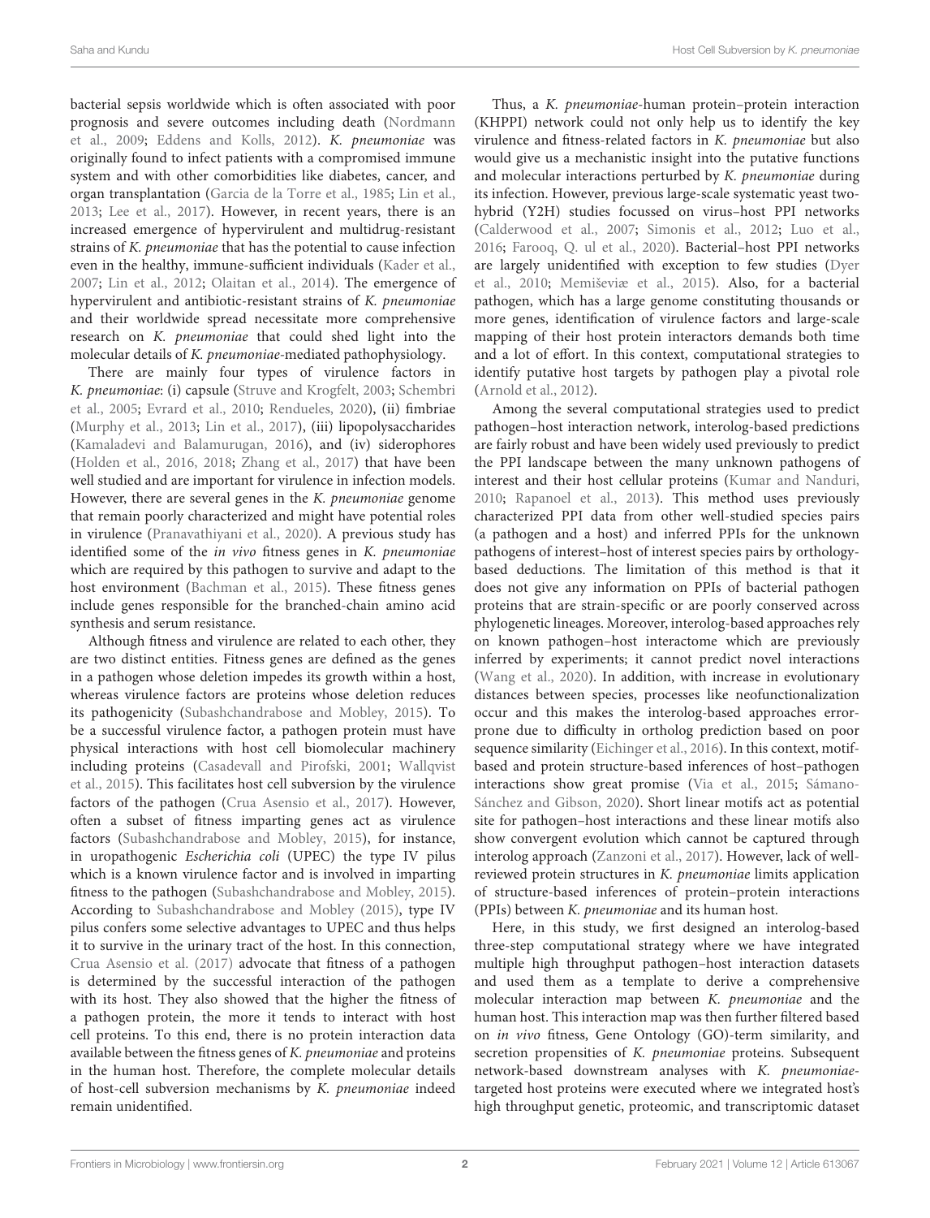bacterial sepsis worldwide which is often associated with poor prognosis and severe outcomes including death (Nordmann et al., 2009; Eddens and Kolls, 2012). *K. pneumoniae* was originally found to infect patients with a compromised immune system and with other comorbidities like diabetes, cancer, and organ transplantation (Garcia de la Torre et al., 1985; Lin et al., 2013; Lee et al., 2017). However, in recent years, there is an increased emergence of hypervirulent and multidrug-resistant strains of *K. pneumoniae* that has the potential to cause infection even in the healthy, immune-sufficient individuals (Kader et al., 2007; Lin et al., 2012; Olaitan et al., 2014). The emergence of hypervirulent and antibiotic-resistant strains of *K. pneumoniae* and their worldwide spread necessitate more comprehensive research on *K. pneumoniae* that could shed light into the molecular details of *K. pneumoniae*-mediated pathophysiology.

There are mainly four types of virulence factors in *K. pneumoniae*: (i) capsule (Struve and Krogfelt, 2003; Schembri et al., 2005; Evrard et al., 2010; Rendueles, 2020), (ii) fimbriae (Murphy et al., 2013; Lin et al., 2017), (iii) lipopolysaccharides (Kamaladevi and Balamurugan, 2016), and (iv) siderophores (Holden et al., 2016, 2018; Zhang et al., 2017) that have been well studied and are important for virulence in infection models. However, there are several genes in the *K. pneumoniae* genome that remain poorly characterized and might have potential roles in virulence (Pranavathiyani et al., 2020). A previous study has identified some of the *in vivo* fitness genes in *K. pneumoniae* which are required by this pathogen to survive and adapt to the host environment (Bachman et al., 2015). These fitness genes include genes responsible for the branched-chain amino acid synthesis and serum resistance.

Although fitness and virulence are related to each other, they are two distinct entities. Fitness genes are defined as the genes in a pathogen whose deletion impedes its growth within a host, whereas virulence factors are proteins whose deletion reduces its pathogenicity (Subashchandrabose and Mobley, 2015). To be a successful virulence factor, a pathogen protein must have physical interactions with host cell biomolecular machinery including proteins (Casadevall and Pirofski, 2001; Wallqvist et al., 2015). This facilitates host cell subversion by the virulence factors of the pathogen (Crua Asensio et al., 2017). However, often a subset of fitness imparting genes act as virulence factors (Subashchandrabose and Mobley, 2015), for instance, in uropathogenic *Escherichia coli* (UPEC) the type IV pilus which is a known virulence factor and is involved in imparting fitness to the pathogen (Subashchandrabose and Mobley, 2015). According to Subashchandrabose and Mobley (2015), type IV pilus confers some selective advantages to UPEC and thus helps it to survive in the urinary tract of the host. In this connection, Crua Asensio et al. (2017) advocate that fitness of a pathogen is determined by the successful interaction of the pathogen with its host. They also showed that the higher the fitness of a pathogen protein, the more it tends to interact with host cell proteins. To this end, there is no protein interaction data available between the fitness genes of *K. pneumoniae* and proteins in the human host. Therefore, the complete molecular details of host-cell subversion mechanisms by *K. pneumoniae* indeed remain unidentified.

Thus, a *K. pneumoniae*-human protein–protein interaction (KHPPI) network could not only help us to identify the key virulence and fitness-related factors in *K. pneumoniae* but also would give us a mechanistic insight into the putative functions and molecular interactions perturbed by *K. pneumoniae* during its infection. However, previous large-scale systematic yeast two-hybrid (Y2H) studies focussed on virus–host PPI networks (Calderwood et al., 2007; Simonis et al., 2012; Luo et al., 2016; Farooq, Q. ul et al., 2020). Bacterial–host PPI networks are largely unidentified with exception to few studies (Dyer et al., 2010; Memiševiæ et al., 2015). Also, for a bacterial pathogen, which has a large genome constituting thousands or more genes, identification of virulence factors and large-scale mapping of their host protein interactors demands both time and a lot of effort. In this context, computational strategies to identify putative host targets by pathogen play a pivotal role (Arnold et al., 2012).

Among the several computational strategies used to predict pathogen–host interaction network, interolog-based predictions are fairly robust and have been widely used previously to predict the PPI landscape between the many unknown pathogens of interest and their host cellular proteins (Kumar and Nanduri, 2010; Rapanoel et al., 2013). This method uses previously characterized PPI data from other well-studied species pairs (a pathogen and a host) and inferred PPIs for the unknown pathogens of interest–host of interest species pairs by orthology-based deductions. The limitation of this method is that it does not give any information on PPIs of bacterial pathogen proteins that are strain-specific or are poorly conserved across phylogenetic lineages. Moreover, interolog-based approaches rely on known pathogen–host interactome which are previously inferred by experiments; it cannot predict novel interactions (Wang et al., 2020). In addition, with increase in evolutionary distances between species, processes like neofunctionalization occur and this makes the interolog-based approaches error-prone due to difficulty in ortholog prediction based on poor sequence similarity (Eichinger et al., 2016). In this context, motif-based and protein structure-based inferences of host–pathogen interactions show great promise (Via et al., 2015; Sámano-Sánchez and Gibson, 2020). Short linear motifs act as potential site for pathogen–host interactions and these linear motifs also show convergent evolution which cannot be captured through interolog approach (Zanzoni et al., 2017). However, lack of well-reviewed protein structures in *K. pneumoniae* limits application of structure-based inferences of protein–protein interactions (PPIs) between *K. pneumoniae* and its human host.

Here, in this study, we first designed an interolog-based three-step computational strategy where we have integrated multiple high throughput pathogen–host interaction datasets and used them as a template to derive a comprehensive molecular interaction map between *K. pneumoniae* and the human host. This interaction map was then further filtered based on *in vivo* fitness, Gene Ontology (GO)-term similarity, and secretion propensities of *K. pneumoniae* proteins. Subsequent network-based downstream analyses with *K. pneumoniae*-targeted host proteins were executed where we integrated host's high throughput genetic, proteomic, and transcriptomic dataset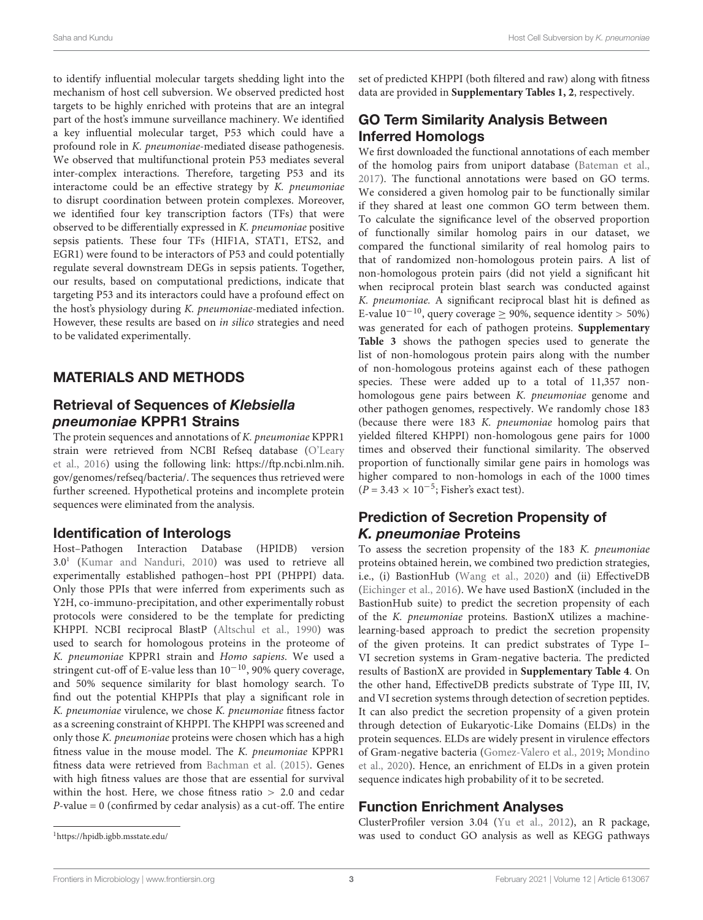to identify influential molecular targets shedding light into the mechanism of host cell subversion. We observed predicted host targets to be highly enriched with proteins that are an integral part of the host's immune surveillance machinery. We identified a key influential molecular target, P53 which could have a profound role in *K. pneumoniae*-mediated disease pathogenesis. We observed that multifunctional protein P53 mediates several inter-complex interactions. Therefore, targeting P53 and its interactome could be an effective strategy by *K. pneumoniae* to disrupt coordination between protein complexes. Moreover, we identified four key transcription factors (TFs) that were observed to be differentially expressed in *K. pneumoniae* positive sepsis patients. These four TFs (HIF1A, STAT1, ETS2, and EGR1) were found to be interactors of P53 and could potentially regulate several downstream DEGs in sepsis patients. Together, our results, based on computational predictions, indicate that targeting P53 and its interactors could have a profound effect on the host's physiology during *K. pneumoniae*-mediated infection. However, these results are based on *in silico* strategies and need to be validated experimentally.

# MATERIALS AND METHODS

## Retrieval of Sequences of *Klebsiella pneumoniae* KPPR1 Strains

The protein sequences and annotations of *K. pneumoniae* KPPR1 strain were retrieved from NCBI Refseq database (O'Leary et al., 2016) using the following link: https://ftp.ncbi.nlm.nih.gov/genomes/refseq/bacteria/. The sequences thus retrieved were further screened. Hypothetical proteins and incomplete protein sequences were eliminated from the analysis.

## Identification of Interologs

Host–Pathogen Interaction Database (HPIDB) version 3.0[1] (Kumar and Nanduri, 2010) was used to retrieve all experimentally established pathogen–host PPI (PHPPI) data. Only those PPIs that were inferred from experiments such as Y2H, co-immuno-precipitation, and other experimentally robust protocols were considered to be the template for predicting KHPPI. NCBI reciprocal BlastP (Altschul et al., 1990) was used to search for homologous proteins in the proteome of *K. pneumoniae* KPPR1 strain and *Homo sapiens*. We used a stringent cut-off of E-value less than $10^{-10}$, 90% query coverage, and 50% sequence similarity for blast homology search. To find out the potential KHPPIs that play a significant role in *K. pneumoniae* virulence, we chose *K. pneumoniae* fitness factor as a screening constraint of KHPPI. The KHPPI was screened and only those *K. pneumoniae* proteins were chosen which has a high fitness value in the mouse model. The *K. pneumoniae* KPPR1 fitness data were retrieved from Bachman et al. (2015). Genes with high fitness values are those that are essential for survival within the host. Here, we chose fitness ratio > 2.0 and cedar *P*-value = 0 (confirmed by cedar analysis) as a cut-off. The entire set of predicted KHPPI (both filtered and raw) along with fitness data are provided in **Supplementary Tables 1, 2**, respectively.

[1] https://hpidb.igbb.msstate.edu/

## GO Term Similarity Analysis Between Inferred Homologs

We first downloaded the functional annotations of each member of the homolog pairs from uniport database (Bateman et al., 2017). The functional annotations were based on GO terms. We considered a given homolog pair to be functionally similar if they shared at least one common GO term between them. To calculate the significance level of the observed proportion of functionally similar homolog pairs in our dataset, we compared the functional similarity of real homolog pairs to that of randomized non-homologous protein pairs. A list of non-homologous protein pairs (did not yield a significant hit when reciprocal protein blast search was conducted against *K. pneumoniae.* A significant reciprocal blast hit is defined as E-value $10^{-10}$, query coverage $\geq$ 90%, sequence identity > 50%) was generated for each of pathogen proteins. **Supplementary Table 3** shows the pathogen species used to generate the list of non-homologous protein pairs along with the number of non-homologous proteins against each of these pathogen species. These were added up to a total of 11,357 non-homologous gene pairs between *K. pneumoniae* genome and other pathogen genomes, respectively. We randomly chose 183 (because there were 183 *K. pneumoniae* homolog pairs that yielded filtered KHPPI) non-homologous gene pairs for 1000 times and observed their functional similarity. The observed proportion of functionally similar gene pairs in homologs was higher compared to non-homologs in each of the 1000 times ($P = 3.43 \times 10^{-5}$; Fisher's exact test).

## Prediction of Secretion Propensity of *K. pneumoniae* Proteins

To assess the secretion propensity of the 183 *K. pneumoniae* proteins obtained herein, we combined two prediction strategies, i.e., (i) BastionHub (Wang et al., 2020) and (ii) EffectiveDB (Eichinger et al., 2016). We have used BastionX (included in the BastionHub suite) to predict the secretion propensity of each of the *K. pneumoniae* proteins. BastionX utilizes a machine-learning-based approach to predict the secretion propensity of the given proteins. It can predict substrates of Type I–VI secretion systems in Gram-negative bacteria. The predicted results of BastionX are provided in **Supplementary Table 4**. On the other hand, EffectiveDB predicts substrate of Type III, IV, and VI secretion systems through detection of secretion peptides. It can also predict the secretion propensity of a given protein through detection of Eukaryotic-Like Domains (ELDs) in the protein sequences. ELDs are widely present in virulence effectors of Gram-negative bacteria (Gomez-Valero et al., 2019; Mondino et al., 2020). Hence, an enrichment of ELDs in a given protein sequence indicates high probability of it to be secreted.

## Function Enrichment Analyses

ClusterProfiler version 3.04 (Yu et al., 2012), an R package, was used to conduct GO analysis as well as KEGG pathways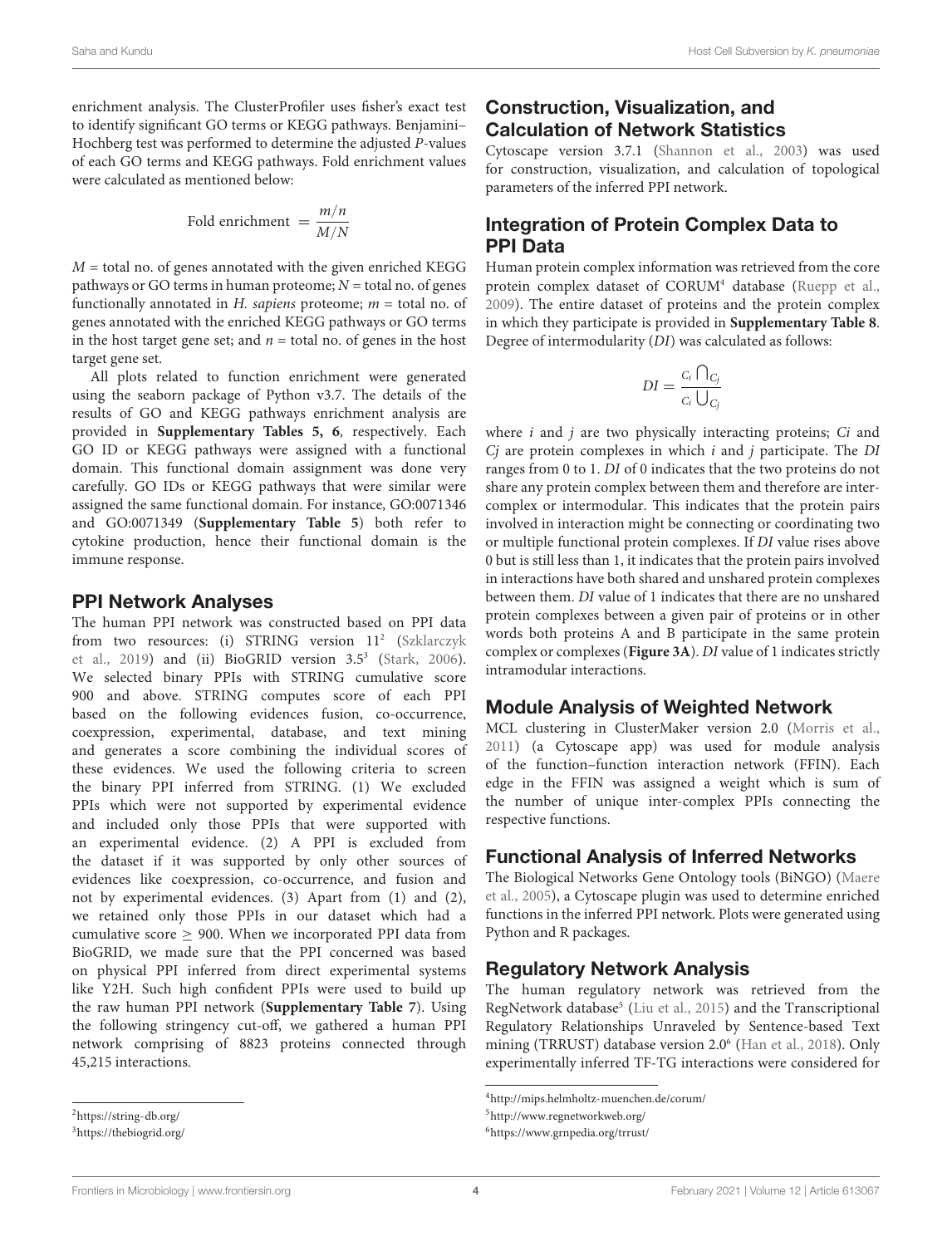enrichment analysis. The ClusterProfiler uses fisher's exact test to identify significant GO terms or KEGG pathways. Benjamini–Hochberg test was performed to determine the adjusted *P*-values of each GO terms and KEGG pathways. Fold enrichment values were calculated as mentioned below:

$$\text{Fold enrichment} = \frac{m/n}{M/N}$$

$M$ = total no. of genes annotated with the given enriched KEGG pathways or GO terms in human proteome; $N$ = total no. of genes functionally annotated in *H. sapiens* proteome; $m$ = total no. of genes annotated with the enriched KEGG pathways or GO terms in the host target gene set; and $n$ = total no. of genes in the host target gene set.

All plots related to function enrichment were generated using the seaborn package of Python v3.7. The details of the results of GO and KEGG pathways enrichment analysis are provided in **Supplementary Tables 5, 6**, respectively. Each GO ID or KEGG pathways were assigned with a functional domain. This functional domain assignment was done very carefully. GO IDs or KEGG pathways that were similar were assigned the same functional domain. For instance, GO:0071346 and GO:0071349 (**Supplementary Table 5**) both refer to cytokine production, hence their functional domain is the immune response.

## PPI Network Analyses

The human PPI network was constructed based on PPI data from two resources: (i) STRING version 11[2] (Szklarczyk et al., 2019) and (ii) BioGRID version 3.5[3] (Stark, 2006). We selected binary PPIs with STRING cumulative score 900 and above. STRING computes score of each PPI based on the following evidences fusion, co-occurrence, coexpression, experimental, database, and text mining and generates a score combining the individual scores of these evidences. We used the following criteria to screen the binary PPI inferred from STRING. (1) We excluded PPIs which were not supported by experimental evidence and included only those PPIs that were supported with an experimental evidence. (2) A PPI is excluded from the dataset if it was supported by only other sources of evidences like coexpression, co-occurrence, and fusion and not by experimental evidences. (3) Apart from (1) and (2), we retained only those PPIs in our dataset which had a cumulative score $\geq$ 900. When we incorporated PPI data from BioGRID, we made sure that the PPI concerned was based on physical PPI inferred from direct experimental systems like Y2H. Such high confident PPIs were used to build up the raw human PPI network (**Supplementary Table 7**). Using the following stringency cut-off, we gathered a human PPI network comprising of 8823 proteins connected through 45,215 interactions.

## Construction, Visualization, and Calculation of Network Statistics

Cytoscape version 3.7.1 (Shannon et al., 2003) was used for construction, visualization, and calculation of topological parameters of the inferred PPI network.

## Integration of Protein Complex Data to PPI Data

Human protein complex information was retrieved from the core protein complex dataset of CORUM[4] database (Ruepp et al., 2009). The entire dataset of proteins and the protein complex in which they participate is provided in **Supplementary Table 8**. Degree of intermodularity (*DI*) was calculated as follows:

$$DI = \frac{C_i \bigcap C_j}{C_i \bigcup C_j}$$

where $i$ and $j$ are two physically interacting proteins; $Ci$ and $Cj$ are protein complexes in which $i$ and $j$ participate. The *DI* ranges from 0 to 1. *DI* of 0 indicates that the two proteins do not share any protein complex between them and therefore are inter-complex or intermodular. This indicates that the protein pairs involved in interaction might be connecting or coordinating two or multiple functional protein complexes. If *DI* value rises above 0 but is still less than 1, it indicates that the protein pairs involved in interactions have both shared and unshared protein complexes between them. *DI* value of 1 indicates that there are no unshared protein complexes between a given pair of proteins or in other words both proteins A and B participate in the same protein complex or complexes (**Figure 3A**). *DI* value of 1 indicates strictly intramodular interactions.

## Module Analysis of Weighted Network

MCL clustering in ClusterMaker version 2.0 (Morris et al., 2011) (a Cytoscape app) was used for module analysis of the function–function interaction network (FFIN). Each edge in the FFIN was assigned a weight which is sum of the number of unique inter-complex PPIs connecting the respective functions.

## Functional Analysis of Inferred Networks

The Biological Networks Gene Ontology tools (BiNGO) (Maere et al., 2005), a Cytoscape plugin was used to determine enriched functions in the inferred PPI network. Plots were generated using Python and R packages.

## Regulatory Network Analysis

The human regulatory network was retrieved from the RegNetwork database[5] (Liu et al., 2015) and the Transcriptional Regulatory Relationships Unraveled by Sentence-based Text mining (TRRUST) database version 2.0[6] (Han et al., 2018). Only experimentally inferred TF-TG interactions were considered for

[2] https://string-db.org/
[3] https://thebiogrid.org/
[4] http://mips.helmholtz-muenchen.de/corum/
[5] http://www.regnetworkweb.org/
[6] https://www.grnpedia.org/trrust/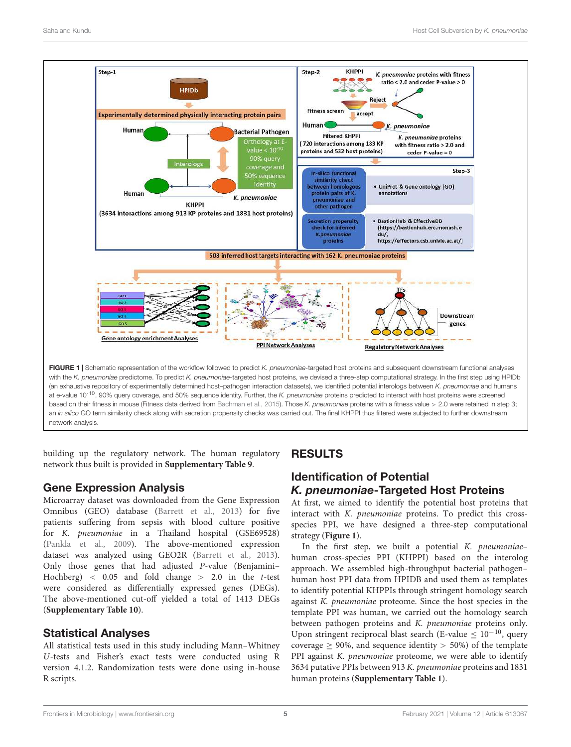**FIGURE 1 |** Schematic representation of the workflow followed to predict *K. pneumoniae*-targeted host proteins and subsequent downstream functional analyses with the *K. pneumoniae* predictome. To predict *K. pneumoniae*-targeted host proteins, we devised a three-step computational strategy. In the first step using HPIDb (an exhaustive repository of experimentally determined host–pathogen interaction datasets), we identified potential interologs between *K. pneumoniae* and humans at e-value $10^{-10}$, 90% query coverage, and 50% sequence identity. Further, the *K. pneumoniae* proteins predicted to interact with host proteins were screened based on their fitness in mouse (Fitness data derived from Bachman et al., 2015). Those *K. pneumoniae* proteins with a fitness value > 2.0 were retained in step 3; an *in silico* GO term similarity check along with secretion propensity checks was carried out. The final KHPPI thus filtered were subjected to further downstream network analysis.

building up the regulatory network. The human regulatory network thus built is provided in **Supplementary Table 9**.

## Gene Expression Analysis

Microarray dataset was downloaded from the Gene Expression Omnibus (GEO) database (Barrett et al., 2013) for five patients suffering from sepsis with blood culture positive for *K. pneumoniae* in a Thailand hospital (GSE69528) (Pankla et al., 2009). The above-mentioned expression dataset was analyzed using GEO2R (Barrett et al., 2013). Only those genes that had adjusted *P*-value (Benjamini–Hochberg) < 0.05 and fold change > 2.0 in the *t*-test were considered as differentially expressed genes (DEGs). The above-mentioned cut-off yielded a total of 1413 DEGs (**Supplementary Table 10**).

## Statistical Analyses

All statistical tests used in this study including Mann–Whitney *U*-tests and Fisher's exact tests were conducted using R version 4.1.2. Randomization tests were done using in-house R scripts.

# RESULTS

## Identification of Potential *K. pneumoniae*-Targeted Host Proteins

At first, we aimed to identify the potential host proteins that interact with *K. pneumoniae* proteins. To predict this cross-species PPI, we have designed a three-step computational strategy (**Figure 1**).

In the first step, we built a potential *K. pneumoniae*–human cross-species PPI (KHPPI) based on the interolog approach. We assembled high-throughput bacterial pathogen–human host PPI data from HPIDB and used them as templates to identify potential KHPPIs through stringent homology search against *K. pneumoniae* proteome. Since the host species in the template PPI was human, we carried out the homology search between pathogen proteins and *K. pneumoniae* proteins only. Upon stringent reciprocal blast search (E-value $\leq 10^{-10}$, query coverage $\geq$ 90%, and sequence identity > 50%) of the template PPI against *K. pneumoniae* proteome, we were able to identify 3634 putative PPIs between 913 *K. pneumoniae* proteins and 1831 human proteins (**Supplementary Table 1**).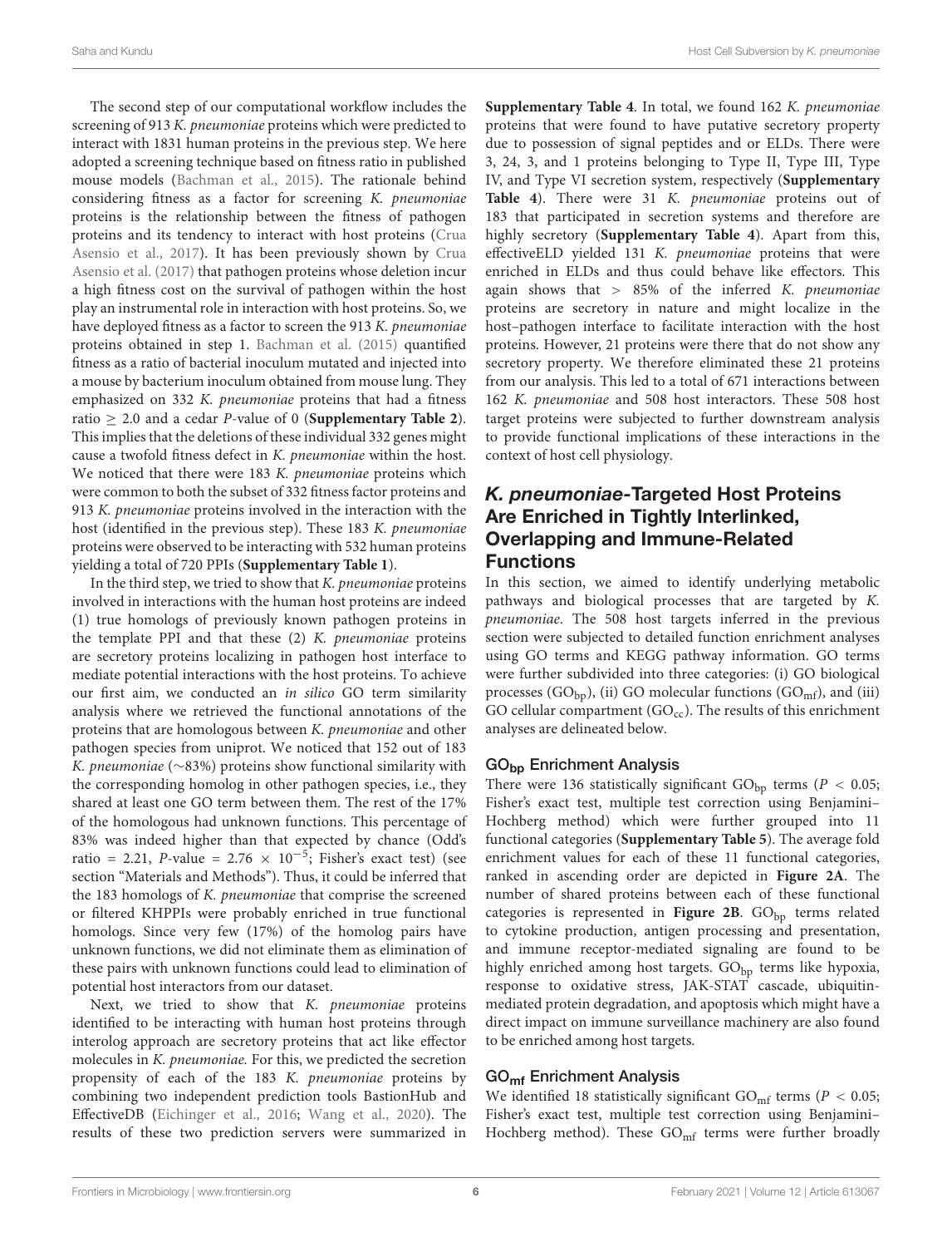The second step of our computational workflow includes the screening of 913 *K. pneumoniae* proteins which were predicted to interact with 1831 human proteins in the previous step. We here adopted a screening technique based on fitness ratio in published mouse models (Bachman et al., 2015). The rationale behind considering fitness as a factor for screening *K. pneumoniae* proteins is the relationship between the fitness of pathogen proteins and its tendency to interact with host proteins (Crua Asensio et al., 2017). It has been previously shown by Crua Asensio et al. (2017) that pathogen proteins whose deletion incur a high fitness cost on the survival of pathogen within the host play an instrumental role in interaction with host proteins. So, we have deployed fitness as a factor to screen the 913 *K. pneumoniae* proteins obtained in step 1. Bachman et al. (2015) quantified fitness as a ratio of bacterial inoculum mutated and injected into a mouse by bacterium inoculum obtained from mouse lung. They emphasized on 332 *K. pneumoniae* proteins that had a fitness ratio $\geq$ 2.0 and a cedar *P*-value of 0 (**Supplementary Table 2**). This implies that the deletions of these individual 332 genes might cause a twofold fitness defect in *K. pneumoniae* within the host. We noticed that there were 183 *K. pneumoniae* proteins which were common to both the subset of 332 fitness factor proteins and 913 *K. pneumoniae* proteins involved in the interaction with the host (identified in the previous step). These 183 *K. pneumoniae* proteins were observed to be interacting with 532 human proteins yielding a total of 720 PPIs (**Supplementary Table 1**).

In the third step, we tried to show that *K. pneumoniae* proteins involved in interactions with the human host proteins are indeed (1) true homologs of previously known pathogen proteins in the template PPI and that these (2) *K. pneumoniae* proteins are secretory proteins localizing in pathogen host interface to mediate potential interactions with the host proteins. To achieve our first aim, we conducted an *in silico* GO term similarity analysis where we retrieved the functional annotations of the proteins that are homologous between *K. pneumoniae* and other pathogen species from uniprot. We noticed that 152 out of 183 *K. pneumoniae* (~83%) proteins show functional similarity with the corresponding homolog in other pathogen species, i.e., they shared at least one GO term between them. The rest of the 17% of the homologous had unknown functions. This percentage of 83% was indeed higher than that expected by chance (Odd's ratio = 2.21, *P*-value = $2.76 \times 10^{-5}$; Fisher's exact test) (see section "Materials and Methods"). Thus, it could be inferred that the 183 homologs of *K. pneumoniae* that comprise the screened or filtered KHPPIs were probably enriched in true functional homologs. Since very few (17%) of the homolog pairs have unknown functions, we did not eliminate them as elimination of these pairs with unknown functions could lead to elimination of potential host interactors from our dataset.

Next, we tried to show that *K. pneumoniae* proteins identified to be interacting with human host proteins through interolog approach are secretory proteins that act like effector molecules in *K. pneumoniae*. For this, we predicted the secretion propensity of each of the 183 *K. pneumoniae* proteins by combining two independent prediction tools BastionHub and EffectiveDB (Eichinger et al., 2016; Wang et al., 2020). The results of these two prediction servers were summarized in **Supplementary Table 4**. In total, we found 162 *K. pneumoniae* proteins that were found to have putative secretory property due to possession of signal peptides and or ELDs. There were 3, 24, 3, and 1 proteins belonging to Type II, Type III, Type IV, and Type VI secretion system, respectively (**Supplementary Table 4**). There were 31 *K. pneumoniae* proteins out of 183 that participated in secretion systems and therefore are highly secretory (**Supplementary Table 4**). Apart from this, effectiveELD yielded 131 *K. pneumoniae* proteins that were enriched in ELDs and thus could behave like effectors. This again shows that > 85% of the inferred *K. pneumoniae* proteins are secretory in nature and might localize in the host–pathogen interface to facilitate interaction with the host proteins. However, 21 proteins were there that do not show any secretory property. We therefore eliminated these 21 proteins from our analysis. This led to a total of 671 interactions between 162 *K. pneumoniae* and 508 host interactors. These 508 host target proteins were subjected to further downstream analysis to provide functional implications of these interactions in the context of host cell physiology.

## *K. pneumoniae*-Targeted Host Proteins Are Enriched in Tightly Interlinked, Overlapping and Immune-Related Functions

In this section, we aimed to identify underlying metabolic pathways and biological processes that are targeted by *K. pneumoniae*. The 508 host targets inferred in the previous section were subjected to detailed function enrichment analyses using GO terms and KEGG pathway information. GO terms were further subdivided into three categories: (i) GO biological processes ($GO_{bp}$), (ii) GO molecular functions ($GO_{mf}$), and (iii) GO cellular compartment ($GO_{cc}$). The results of this enrichment analyses are delineated below.

### $GO_{bp}$ Enrichment Analysis

There were 136 statistically significant $GO_{bp}$ terms ($P < 0.05$; Fisher's exact test, multiple test correction using Benjamini–Hochberg method) which were further grouped into 11 functional categories (**Supplementary Table 5**). The average fold enrichment values for each of these 11 functional categories, ranked in ascending order are depicted in **Figure 2A**. The number of shared proteins between each of these functional categories is represented in **Figure 2B**. $GO_{bp}$ terms related to cytokine production, antigen processing and presentation, and immune receptor-mediated signaling are found to be highly enriched among host targets. $GO_{bp}$ terms like hypoxia, response to oxidative stress, JAK-STAT cascade, ubiquitin-mediated protein degradation, and apoptosis which might have a direct impact on immune surveillance machinery are also found to be enriched among host targets.

### $GO_{mf}$ Enrichment Analysis

We identified 18 statistically significant $GO_{mf}$ terms ($P < 0.05$; Fisher's exact test, multiple test correction using Benjamini–Hochberg method). These $GO_{mf}$ terms were further broadly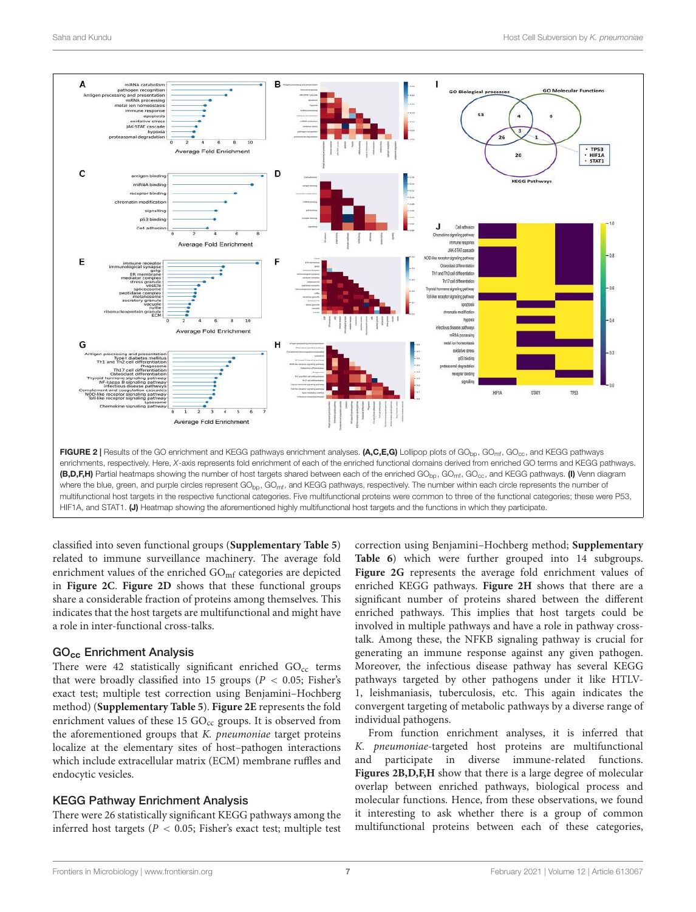**FIGURE 2 |** Results of the GO enrichment and KEGG pathways enrichment analyses. **(A,C,E,G)** Lollipop plots of $GO_{bp}$, $GO_{mf}$, $GO_{cc}$, and KEGG pathways enrichments, respectively. Here, *X*-axis represents fold enrichment of each of the enriched functional domains derived from enriched GO terms and KEGG pathways. **(B,D,F,H)** Partial heatmaps showing the number of host targets shared between each of the enriched $GO_{bp}$, $GO_{mf}$, $GO_{cc}$, and KEGG pathways. **(I)** Venn diagram where the blue, green, and purple circles represent $GO_{bp}$, $GO_{mf}$, and KEGG pathways, respectively. The number within each circle represents the number of multifunctional host targets in the respective functional categories. Five multifunctional proteins were common to three of the functional categories; these were P53, HIF1A, and STAT1. **(J)** Heatmap showing the aforementioned highly multifunctional host targets and the functions in which they participate.

classified into seven functional groups (**Supplementary Table 5**) related to immune surveillance machinery. The average fold enrichment values of the enriched $GO_{mf}$ categories are depicted in **Figure 2C**. **Figure 2D** shows that these functional groups share a considerable fraction of proteins among themselves. This indicates that the host targets are multifunctional and might have a role in inter-functional cross-talks.

### $GO_{cc}$ Enrichment Analysis

There were 42 statistically significant enriched $GO_{cc}$ terms that were broadly classified into 15 groups ($P < 0.05$; Fisher's exact test; multiple test correction using Benjamini–Hochberg method) (**Supplementary Table 5**). **Figure 2E** represents the fold enrichment values of these 15 $GO_{cc}$ groups. It is observed from the aforementioned groups that *K. pneumoniae* target proteins localize at the elementary sites of host–pathogen interactions which include extracellular matrix (ECM) membrane ruffles and endocytic vesicles.

### KEGG Pathway Enrichment Analysis

There were 26 statistically significant KEGG pathways among the inferred host targets ($P < 0.05$; Fisher's exact test; multiple test correction using Benjamini–Hochberg method; **Supplementary Table 6**) which were further grouped into 14 subgroups. **Figure 2G** represents the average fold enrichment values of enriched KEGG pathways. **Figure 2H** shows that there are a significant number of proteins shared between the different enriched pathways. This implies that host targets could be involved in multiple pathways and have a role in pathway cross-talk. Among these, the NFKB signaling pathway is crucial for generating an immune response against any given pathogen. Moreover, the infectious disease pathway has several KEGG pathways targeted by other pathogens under it like HTLV-1, leishmaniasis, tuberculosis, etc. This again indicates the convergent targeting of metabolic pathways by a diverse range of individual pathogens.

From function enrichment analyses, it is inferred that *K. pneumoniae*-targeted host proteins are multifunctional and participate in diverse immune-related functions. **Figures 2B,D,F,H** show that there is a large degree of molecular overlap between enriched pathways, biological process and molecular functions. Hence, from these observations, we found it interesting to ask whether there is a group of common multifunctional proteins between each of these categories,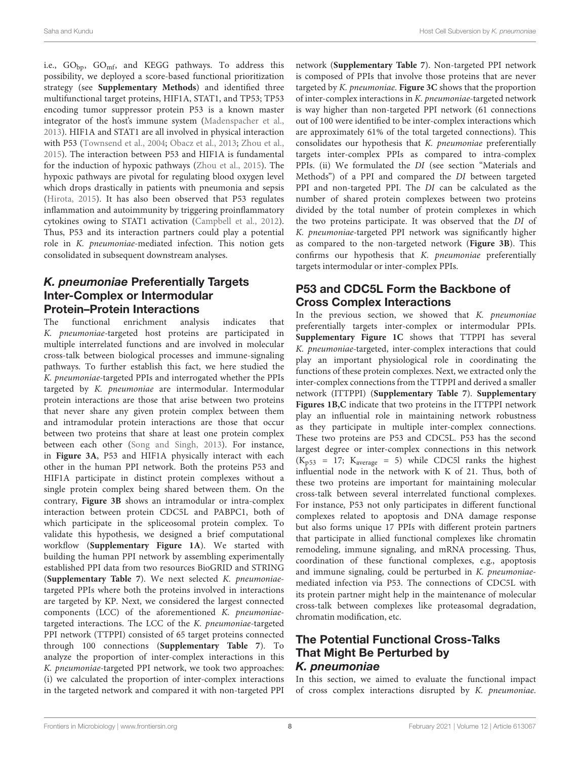i.e., $GO_{bp}$, $GO_{mf}$, and KEGG pathways. To address this possibility, we deployed a score-based functional prioritization strategy (see **Supplementary Methods**) and identified three multifunctional target proteins, HIF1A, STAT1, and TP53; TP53 encoding tumor suppressor protein P53 is a known master integrator of the host's immune system (Madenspacher et al., 2013). HIF1A and STAT1 are all involved in physical interaction with P53 (Townsend et al., 2004; Obacz et al., 2013; Zhou et al., 2015). The interaction between P53 and HIF1A is fundamental for the induction of hypoxic pathways (Zhou et al., 2015). The hypoxic pathways are pivotal for regulating blood oxygen level which drops drastically in patients with pneumonia and sepsis (Hirota, 2015). It has also been observed that P53 regulates inflammation and autoimmunity by triggering proinflammatory cytokines owing to STAT1 activation (Campbell et al., 2012). Thus, P53 and its interaction partners could play a potential role in *K. pneumoniae*-mediated infection. This notion gets consolidated in subsequent downstream analyses.

## *K. pneumoniae* Preferentially Targets Inter-Complex or Intermodular Protein–Protein Interactions

The functional enrichment analysis indicates that *K. pneumoniae*-targeted host proteins are participated in multiple interrelated functions and are involved in molecular cross-talk between biological processes and immune-signaling pathways. To further establish this fact, we here studied the *K. pneumoniae*-targeted PPIs and interrogated whether the PPIs targeted by *K. pneumoniae* are intermodular. Intermodular protein interactions are those that arise between two proteins that never share any given protein complex between them and intramodular protein interactions are those that occur between two proteins that share at least one protein complex between each other (Song and Singh, 2013). For instance, in **Figure 3A**, P53 and HIF1A physically interact with each other in the human PPI network. Both the proteins P53 and HIF1A participate in distinct protein complexes without a single protein complex being shared between them. On the contrary, **Figure 3B** shows an intramodular or intra-complex interaction between protein CDC5L and PABPC1, both of which participate in the spliceosomal protein complex. To validate this hypothesis, we designed a brief computational workflow (**Supplementary Figure 1A**). We started with building the human PPI network by assembling experimentally established PPI data from two resources BioGRID and STRING (**Supplementary Table 7**). We next selected *K. pneumoniae*-targeted PPIs where both the proteins involved in interactions are targeted by KP. Next, we considered the largest connected components (LCC) of the aforementioned *K. pneumoniae*-targeted interactions. The LCC of the *K. pneumoniae*-targeted PPI network (TTPPI) consisted of 65 target proteins connected through 100 connections (**Supplementary Table 7**). To analyze the proportion of inter-complex interactions in this *K. pneumoniae*-targeted PPI network, we took two approaches: (i) we calculated the proportion of inter-complex interactions in the targeted network and compared it with non-targeted PPI network (**Supplementary Table 7**). Non-targeted PPI network is composed of PPIs that involve those proteins that are never targeted by *K. pneumoniae*. **Figure 3C** shows that the proportion of inter-complex interactions in *K. pneumoniae*-targeted network is way higher than non-targeted PPI network (61 connections out of 100 were identified to be inter-complex interactions which are approximately 61% of the total targeted connections). This consolidates our hypothesis that *K. pneumoniae* preferentially targets inter-complex PPIs as compared to intra-complex PPIs. (ii) We formulated the *DI* (see section "Materials and Methods") of a PPI and compared the *DI* between targeted PPI and non-targeted PPI. The *DI* can be calculated as the number of shared protein complexes between two proteins divided by the total number of protein complexes in which the two proteins participate. It was observed that the *DI* of *K. pneumoniae*-targeted PPI network was significantly higher as compared to the non-targeted network (**Figure 3B**). This confirms our hypothesis that *K. pneumoniae* preferentially targets intermodular or inter-complex PPIs.

## P53 and CDC5L Form the Backbone of Cross Complex Interactions

In the previous section, we showed that *K. pneumoniae* preferentially targets inter-complex or intermodular PPIs. **Supplementary Figure 1C** shows that TTPPI has several *K. pneumoniae*-targeted, inter-complex interactions that could play an important physiological role in coordinating the functions of these protein complexes. Next, we extracted only the inter-complex connections from the TTPPI and derived a smaller network (ITTPPI) (**Supplementary Table 7**). **Supplementary Figures 1B,C** indicate that two proteins in the ITTPPI network play an influential role in maintaining network robustness as they participate in multiple inter-complex connections. These two proteins are P53 and CDC5L. P53 has the second largest degree or inter-complex connections in this network ($K_{p53}$ = 17; $K_{average}$ = 5) while CDC5l ranks the highest influential node in the network with K of 21. Thus, both of these two proteins are important for maintaining molecular cross-talk between several interrelated functional complexes. For instance, P53 not only participates in different functional complexes related to apoptosis and DNA damage response but also forms unique 17 PPIs with different protein partners that participate in allied functional complexes like chromatin remodeling, immune signaling, and mRNA processing. Thus, coordination of these functional complexes, e.g., apoptosis and immune signaling, could be perturbed in *K. pneumoniae*-mediated infection via P53. The connections of CDC5L with its protein partner might help in the maintenance of molecular cross-talk between complexes like proteasomal degradation, chromatin modification, etc.

## The Potential Functional Cross-Talks That Might Be Perturbed by *K. pneumoniae*

In this section, we aimed to evaluate the functional impact of cross complex interactions disrupted by *K. pneumoniae*.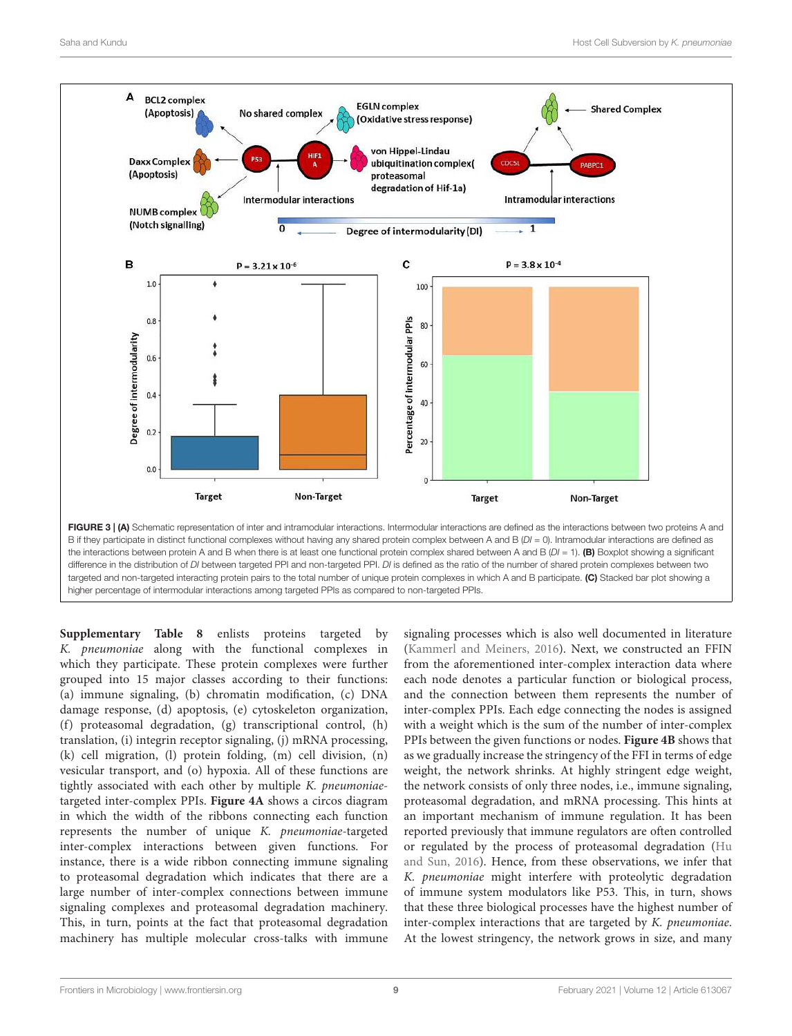FIGURE 3 | **(A)** Schematic representation of inter and intramodular interactions. Intermodular interactions are defined as the interactions between two proteins A and B if they participate in distinct functional complexes without having any shared protein complex between A and B (*DI* = 0). Intramodular interactions are defined as the interactions between protein A and B when there is at least one functional protein complex shared between A and B (*DI* = 1). **(B)** Boxplot showing a significant difference in the distribution of *DI* between targeted PPI and non-targeted PPI. *DI* is defined as the ratio of the number of shared protein complexes between two targeted and non-targeted interacting protein pairs to the total number of unique protein complexes in which A and B participate. **(C)** Stacked bar plot showing a higher percentage of intermodular interactions among targeted PPIs as compared to non-targeted PPIs.

**Supplementary Table 8** enlists proteins targeted by *K. pneumoniae* along with the functional complexes in which they participate. These protein complexes were further grouped into 15 major classes according to their functions: (a) immune signaling, (b) chromatin modification, (c) DNA damage response, (d) apoptosis, (e) cytoskeleton organization, (f) proteasomal degradation, (g) transcriptional control, (h) translation, (i) integrin receptor signaling, (j) mRNA processing, (k) cell migration, (l) protein folding, (m) cell division, (n) vesicular transport, and (o) hypoxia. All of these functions are tightly associated with each other by multiple *K. pneumoniae*-targeted inter-complex PPIs. **Figure 4A** shows a circos diagram in which the width of the ribbons connecting each function represents the number of unique *K. pneumoniae*-targeted inter-complex interactions between given functions. For instance, there is a wide ribbon connecting immune signaling to proteasomal degradation which indicates that there are a large number of inter-complex connections between immune signaling complexes and proteasomal degradation machinery. This, in turn, points at the fact that proteasomal degradation machinery has multiple molecular cross-talks with immune signaling processes which is also well documented in literature (Kammerl and Meiners, 2016). Next, we constructed an FFIN from the aforementioned inter-complex interaction data where each node denotes a particular function or biological process, and the connection between them represents the number of inter-complex PPIs. Each edge connecting the nodes is assigned with a weight which is the sum of the number of inter-complex PPIs between the given functions or nodes. **Figure 4B** shows that as we gradually increase the stringency of the FFI in terms of edge weight, the network shrinks. At highly stringent edge weight, the network consists of only three nodes, i.e., immune signaling, proteasomal degradation, and mRNA processing. This hints at an important mechanism of immune regulation. It has been reported previously that immune regulators are often controlled or regulated by the process of proteasomal degradation (Hu and Sun, 2016). Hence, from these observations, we infer that *K. pneumoniae* might interfere with proteolytic degradation of immune system modulators like P53. This, in turn, shows that these three biological processes have the highest number of inter-complex interactions that are targeted by *K. pneumoniae*. At the lowest stringency, the network grows in size, and many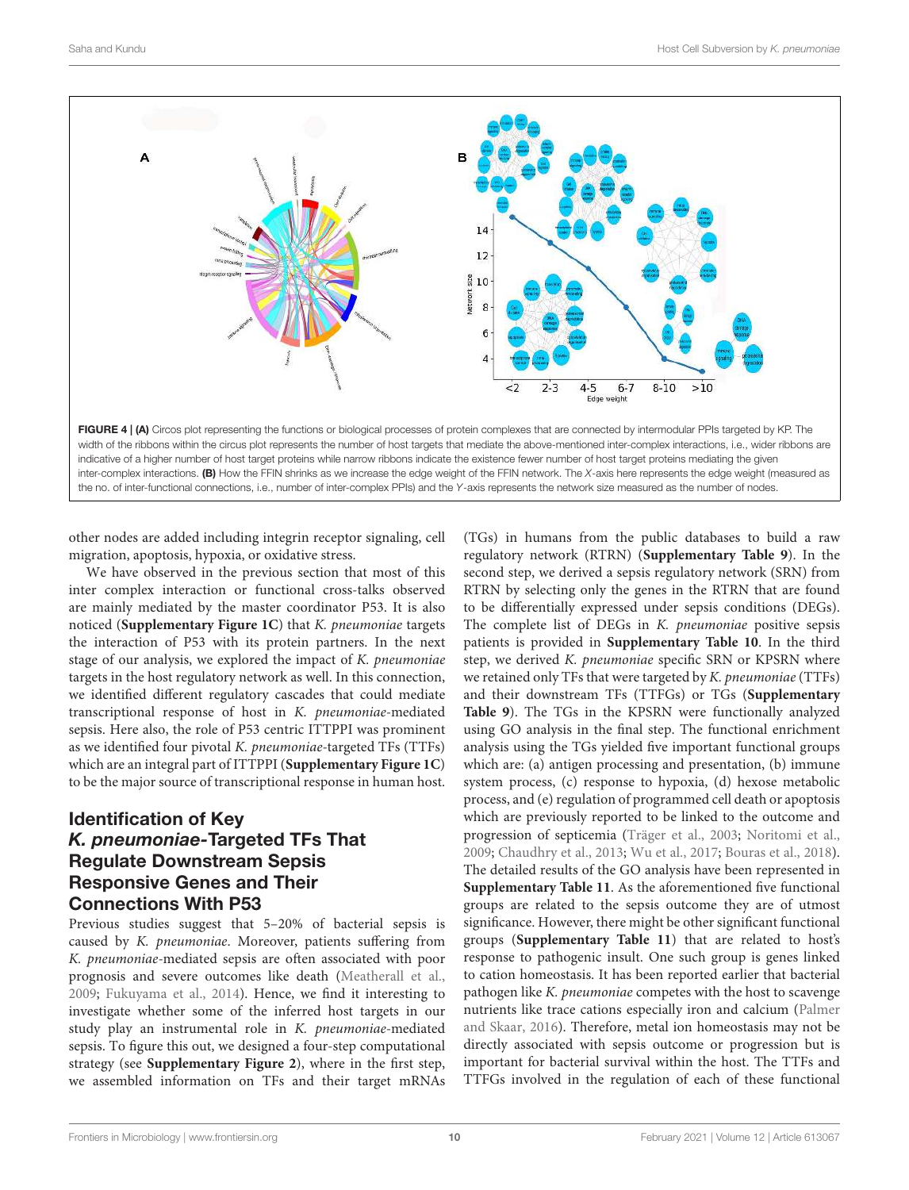**FIGURE 4 | (A)** Circos plot representing the functions or biological processes of protein complexes that are connected by intermodular PPIs targeted by KP. The width of the ribbons within the circus plot represents the number of host targets that mediate the above-mentioned inter-complex interactions, i.e., wider ribbons are indicative of a higher number of host target proteins while narrow ribbons indicate the existence fewer number of host target proteins mediating the given inter-complex interactions. **(B)** How the FFIN shrinks as we increase the edge weight of the FFIN network. The *X*-axis here represents the edge weight (measured as the no. of inter-functional connections, i.e., number of inter-complex PPIs) and the *Y*-axis represents the network size measured as the number of nodes.

other nodes are added including integrin receptor signaling, cell migration, apoptosis, hypoxia, or oxidative stress.

We have observed in the previous section that most of this inter complex interaction or functional cross-talks observed are mainly mediated by the master coordinator P53. It is also noticed (**Supplementary Figure 1C**) that *K. pneumoniae* targets the interaction of P53 with its protein partners. In the next stage of our analysis, we explored the impact of *K. pneumoniae* targets in the host regulatory network as well. In this connection, we identified different regulatory cascades that could mediate transcriptional response of host in *K. pneumoniae*-mediated sepsis. Here also, the role of P53 centric ITTPPI was prominent as we identified four pivotal *K. pneumoniae*-targeted TFs (TTFs) which are an integral part of ITTPPI (**Supplementary Figure 1C**) to be the major source of transcriptional response in human host.

## Identification of Key *K. pneumoniae*-Targeted TFs That Regulate Downstream Sepsis Responsive Genes and Their Connections With P53

Previous studies suggest that 5–20% of bacterial sepsis is caused by *K. pneumoniae*. Moreover, patients suffering from *K. pneumoniae*-mediated sepsis are often associated with poor prognosis and severe outcomes like death (Meatherall et al., 2009; Fukuyama et al., 2014). Hence, we find it interesting to investigate whether some of the inferred host targets in our study play an instrumental role in *K. pneumoniae*-mediated sepsis. To figure this out, we designed a four-step computational strategy (see **Supplementary Figure 2**), where in the first step, we assembled information on TFs and their target mRNAs (TGs) in humans from the public databases to build a raw regulatory network (RTRN) (**Supplementary Table 9**). In the second step, we derived a sepsis regulatory network (SRN) from RTRN by selecting only the genes in the RTRN that are found to be differentially expressed under sepsis conditions (DEGs). The complete list of DEGs in *K. pneumoniae* positive sepsis patients is provided in **Supplementary Table 10**. In the third step, we derived *K. pneumoniae* specific SRN or KPSRN where we retained only TFs that were targeted by *K. pneumoniae* (TTFs) and their downstream TFs (TTFGs) or TGs (**Supplementary Table 9**). The TGs in the KPSRN were functionally analyzed using GO analysis in the final step. The functional enrichment analysis using the TGs yielded five important functional groups which are: (a) antigen processing and presentation, (b) immune system process, (c) response to hypoxia, (d) hexose metabolic process, and (e) regulation of programmed cell death or apoptosis which are previously reported to be linked to the outcome and progression of septicemia (Träger et al., 2003; Noritomi et al., 2009; Chaudhry et al., 2013; Wu et al., 2017; Bouras et al., 2018). The detailed results of the GO analysis have been represented in **Supplementary Table 11**. As the aforementioned five functional groups are related to the sepsis outcome they are of utmost significance. However, there might be other significant functional groups (**Supplementary Table 11**) that are related to host's response to pathogenic insult. One such group is genes linked to cation homeostasis. It has been reported earlier that bacterial pathogen like *K. pneumoniae* competes with the host to scavenge nutrients like trace cations especially iron and calcium (Palmer and Skaar, 2016). Therefore, metal ion homeostasis may not be directly associated with sepsis outcome or progression but is important for bacterial survival within the host. The TTFs and TTFGs involved in the regulation of each of these functional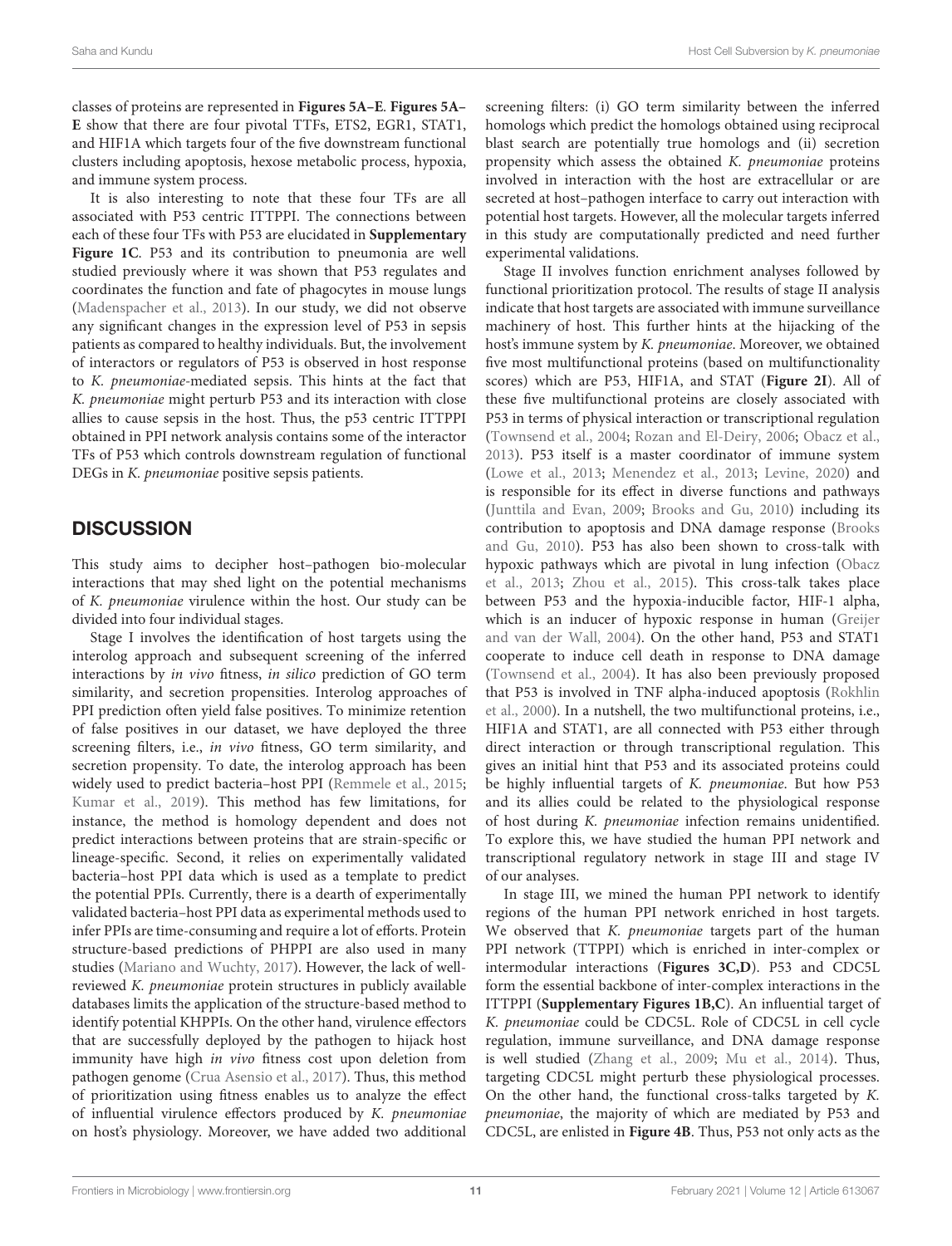classes of proteins are represented in **Figures 5A–E**. **Figures 5A–E** show that there are four pivotal TTFs, ETS2, EGR1, STAT1, and HIF1A which targets four of the five downstream functional clusters including apoptosis, hexose metabolic process, hypoxia, and immune system process.

It is also interesting to note that these four TFs are all associated with P53 centric ITTPPI. The connections between each of these four TFs with P53 are elucidated in **Supplementary Figure 1C**. P53 and its contribution to pneumonia are well studied previously where it was shown that P53 regulates and coordinates the function and fate of phagocytes in mouse lungs (Madenspacher et al., 2013). In our study, we did not observe any significant changes in the expression level of P53 in sepsis patients as compared to healthy individuals. But, the involvement of interactors or regulators of P53 is observed in host response to *K. pneumoniae*-mediated sepsis. This hints at the fact that *K. pneumoniae* might perturb P53 and its interaction with close allies to cause sepsis in the host. Thus, the p53 centric ITTPPI obtained in PPI network analysis contains some of the interactor TFs of P53 which controls downstream regulation of functional DEGs in *K. pneumoniae* positive sepsis patients.

## DISCUSSION

This study aims to decipher host–pathogen bio-molecular interactions that may shed light on the potential mechanisms of *K. pneumoniae* virulence within the host. Our study can be divided into four individual stages.

Stage I involves the identification of host targets using the interolog approach and subsequent screening of the inferred interactions by *in vivo* fitness, *in silico* prediction of GO term similarity, and secretion propensities. Interolog approaches of PPI prediction often yield false positives. To minimize retention of false positives in our dataset, we have deployed the three screening filters, i.e., *in vivo* fitness, GO term similarity, and secretion propensity. To date, the interolog approach has been widely used to predict bacteria–host PPI (Remmele et al., 2015; Kumar et al., 2019). This method has few limitations, for instance, the method is homology dependent and does not predict interactions between proteins that are strain-specific or lineage-specific. Second, it relies on experimentally validated bacteria–host PPI data which is used as a template to predict the potential PPIs. Currently, there is a dearth of experimentally validated bacteria–host PPI data as experimental methods used to infer PPIs are time-consuming and require a lot of efforts. Protein structure-based predictions of PHPPI are also used in many studies (Mariano and Wuchty, 2017). However, the lack of well-reviewed *K. pneumoniae* protein structures in publicly available databases limits the application of the structure-based method to identify potential KHPPIs. On the other hand, virulence effectors that are successfully deployed by the pathogen to hijack host immunity have high *in vivo* fitness cost upon deletion from pathogen genome (Crua Asensio et al., 2017). Thus, this method of prioritization using fitness enables us to analyze the effect of influential virulence effectors produced by *K. pneumoniae* on host's physiology. Moreover, we have added two additional screening filters: (i) GO term similarity between the inferred homologs which predict the homologs obtained using reciprocal blast search are potentially true homologs and (ii) secretion propensity which assess the obtained *K. pneumoniae* proteins involved in interaction with the host are extracellular or are secreted at host–pathogen interface to carry out interaction with potential host targets. However, all the molecular targets inferred in this study are computationally predicted and need further experimental validations.

Stage II involves function enrichment analyses followed by functional prioritization protocol. The results of stage II analysis indicate that host targets are associated with immune surveillance machinery of host. This further hints at the hijacking of the host's immune system by *K. pneumoniae*. Moreover, we obtained five most multifunctional proteins (based on multifunctionality scores) which are P53, HIF1A, and STAT (**Figure 2I**). All of these five multifunctional proteins are closely associated with P53 in terms of physical interaction or transcriptional regulation (Townsend et al., 2004; Rozan and El-Deiry, 2006; Obacz et al., 2013). P53 itself is a master coordinator of immune system (Lowe et al., 2013; Menendez et al., 2013; Levine, 2020) and is responsible for its effect in diverse functions and pathways (Junttila and Evan, 2009; Brooks and Gu, 2010) including its contribution to apoptosis and DNA damage response (Brooks and Gu, 2010). P53 has also been shown to cross-talk with hypoxic pathways which are pivotal in lung infection (Obacz et al., 2013; Zhou et al., 2015). This cross-talk takes place between P53 and the hypoxia-inducible factor, HIF-1 alpha, which is an inducer of hypoxic response in human (Greijer and van der Wall, 2004). On the other hand, P53 and STAT1 cooperate to induce cell death in response to DNA damage (Townsend et al., 2004). It has also been previously proposed that P53 is involved in TNF alpha-induced apoptosis (Rokhlin et al., 2000). In a nutshell, the two multifunctional proteins, i.e., HIF1A and STAT1, are all connected with P53 either through direct interaction or through transcriptional regulation. This gives an initial hint that P53 and its associated proteins could be highly influential targets of *K. pneumoniae*. But how P53 and its allies could be related to the physiological response of host during *K. pneumoniae* infection remains unidentified. To explore this, we have studied the human PPI network and transcriptional regulatory network in stage III and stage IV of our analyses.

In stage III, we mined the human PPI network to identify regions of the human PPI network enriched in host targets. We observed that *K. pneumoniae* targets part of the human PPI network (TTPPI) which is enriched in inter-complex or intermodular interactions (**Figures 3C,D**). P53 and CDC5L form the essential backbone of inter-complex interactions in the ITTPPI (**Supplementary Figures 1B,C**). An influential target of *K. pneumoniae* could be CDC5L. Role of CDC5L in cell cycle regulation, immune surveillance, and DNA damage response is well studied (Zhang et al., 2009; Mu et al., 2014). Thus, targeting CDC5L might perturb these physiological processes. On the other hand, the functional cross-talks targeted by *K. pneumoniae*, the majority of which are mediated by P53 and CDC5L, are enlisted in **Figure 4B**. Thus, P53 not only acts as the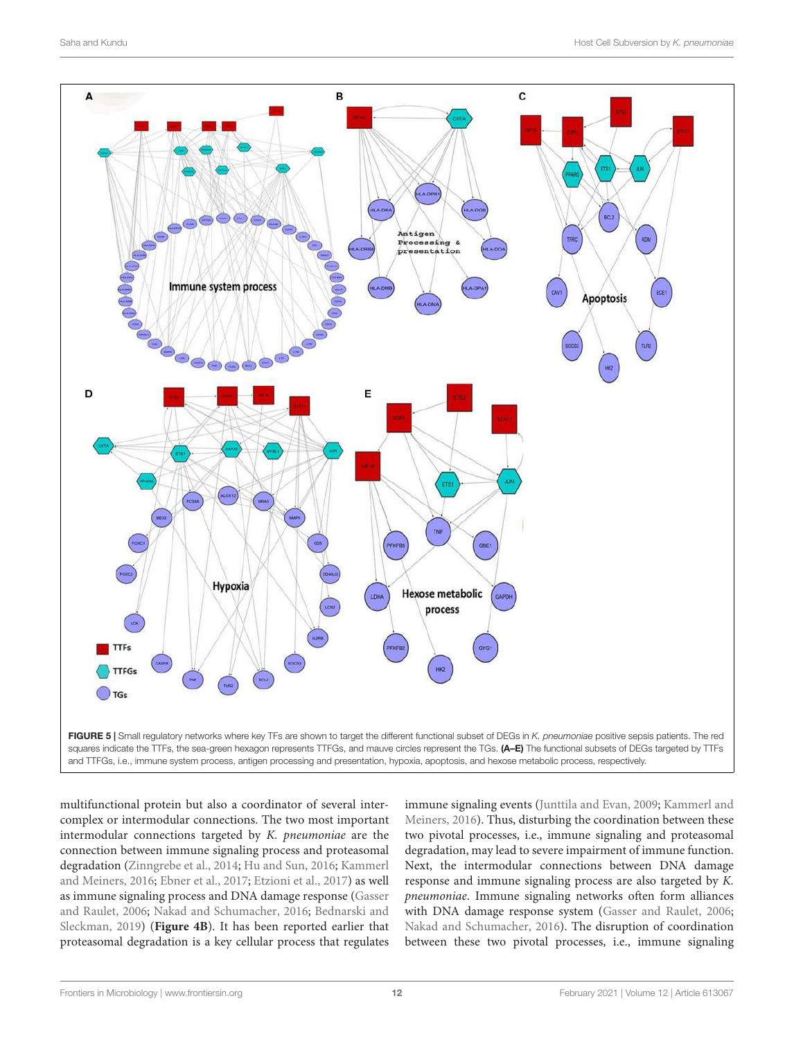FIGURE 5 | Small regulatory networks where key TFs are shown to target the different functional subset of DEGs in *K. pneumoniae* positive sepsis patients. The red squares indicate the TTFs, the sea-green hexagon represents TTFGs, and mauve circles represent the TGs. **(A–E)** The functional subsets of DEGs targeted by TTFs and TTFGs, i.e., immune system process, antigen processing and presentation, hypoxia, apoptosis, and hexose metabolic process, respectively.

multifunctional protein but also a coordinator of several inter-complex or intermodular connections. The two most important intermodular connections targeted by *K. pneumoniae* are the connection between immune signaling process and proteasomal degradation (Zinngrebe et al., 2014; Hu and Sun, 2016; Kammerl and Meiners, 2016; Ebner et al., 2017; Etzioni et al., 2017) as well as immune signaling process and DNA damage response (Gasser and Raulet, 2006; Nakad and Schumacher, 2016; Bednarski and Sleckman, 2019) (**Figure 4B**). It has been reported earlier that proteasomal degradation is a key cellular process that regulates immune signaling events (Junttila and Evan, 2009; Kammerl and Meiners, 2016). Thus, disturbing the coordination between these two pivotal processes, i.e., immune signaling and proteasomal degradation, may lead to severe impairment of immune function. Next, the intermodular connections between DNA damage response and immune signaling process are also targeted by *K. pneumoniae*. Immune signaling networks often form alliances with DNA damage response system (Gasser and Raulet, 2006; Nakad and Schumacher, 2016). The disruption of coordination between these two pivotal processes, i.e., immune signaling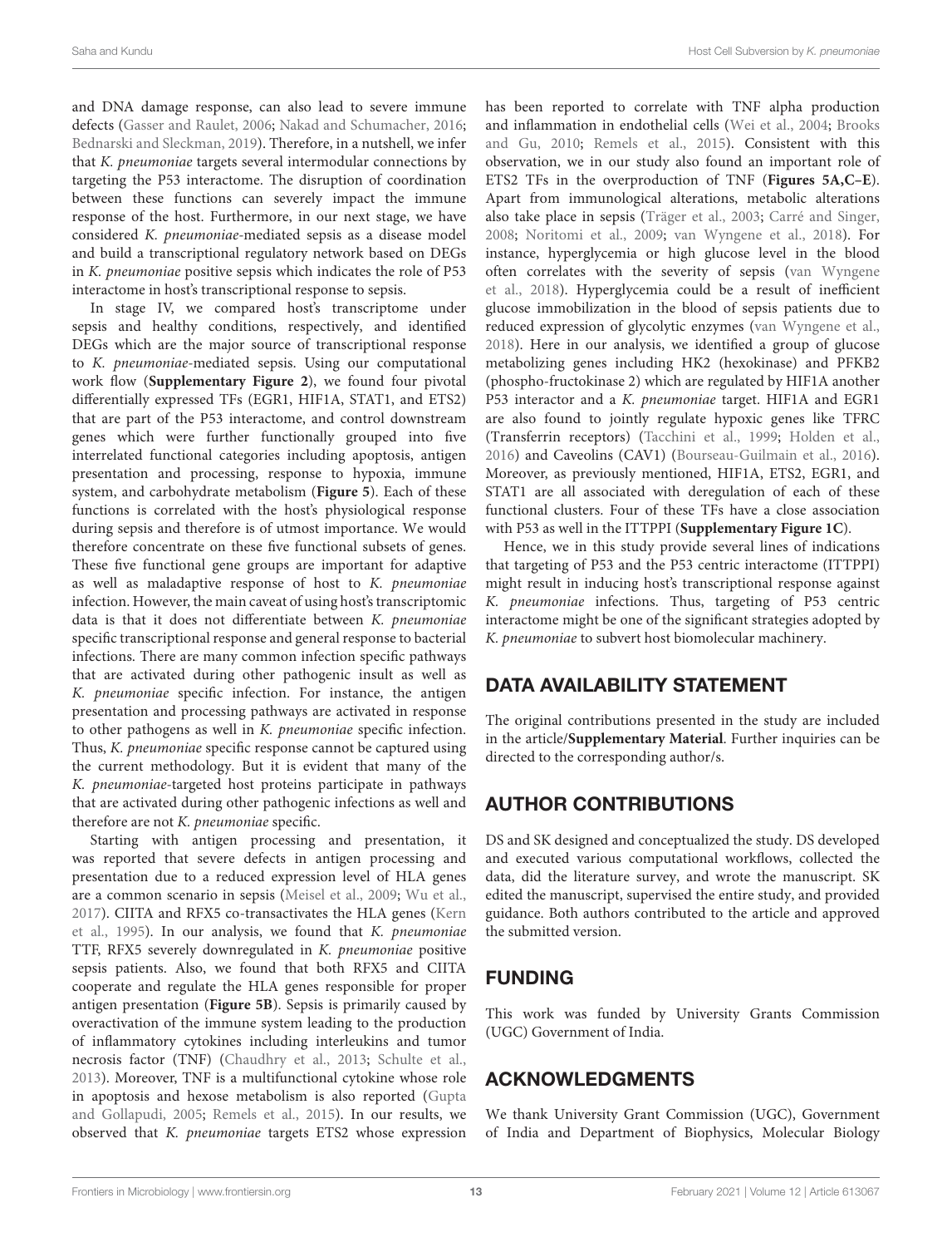and DNA damage response, can also lead to severe immune defects (Gasser and Raulet, 2006; Nakad and Schumacher, 2016; Bednarski and Sleckman, 2019). Therefore, in a nutshell, we infer that *K. pneumoniae* targets several intermodular connections by targeting the P53 interactome. The disruption of coordination between these functions can severely impact the immune response of the host. Furthermore, in our next stage, we have considered *K. pneumoniae*-mediated sepsis as a disease model and build a transcriptional regulatory network based on DEGs in *K. pneumoniae* positive sepsis which indicates the role of P53 interactome in host's transcriptional response to sepsis.

In stage IV, we compared host's transcriptome under sepsis and healthy conditions, respectively, and identified DEGs which are the major source of transcriptional response to *K. pneumoniae*-mediated sepsis. Using our computational work flow (**Supplementary Figure 2**), we found four pivotal differentially expressed TFs (EGR1, HIF1A, STAT1, and ETS2) that are part of the P53 interactome, and control downstream genes which were further functionally grouped into five interrelated functional categories including apoptosis, antigen presentation and processing, response to hypoxia, immune system, and carbohydrate metabolism (**Figure 5**). Each of these functions is correlated with the host's physiological response during sepsis and therefore is of utmost importance. We would therefore concentrate on these five functional subsets of genes. These five functional gene groups are important for adaptive as well as maladaptive response of host to *K. pneumoniae* infection. However, the main caveat of using host's transcriptomic data is that it does not differentiate between *K. pneumoniae* specific transcriptional response and general response to bacterial infections. There are many common infection specific pathways that are activated during other pathogenic insult as well as *K. pneumoniae* specific infection. For instance, the antigen presentation and processing pathways are activated in response to other pathogens as well in *K. pneumoniae* specific infection. Thus, *K. pneumoniae* specific response cannot be captured using the current methodology. But it is evident that many of the *K. pneumoniae*-targeted host proteins participate in pathways that are activated during other pathogenic infections as well and therefore are not *K. pneumoniae* specific.

Starting with antigen processing and presentation, it was reported that severe defects in antigen processing and presentation due to a reduced expression level of HLA genes are a common scenario in sepsis (Meisel et al., 2009; Wu et al., 2017). CIITA and RFX5 co-transactivates the HLA genes (Kern et al., 1995). In our analysis, we found that *K. pneumoniae* TTF, RFX5 severely downregulated in *K. pneumoniae* positive sepsis patients. Also, we found that both RFX5 and CIITA cooperate and regulate the HLA genes responsible for proper antigen presentation (**Figure 5B**). Sepsis is primarily caused by overactivation of the immune system leading to the production of inflammatory cytokines including interleukins and tumor necrosis factor (TNF) (Chaudhry et al., 2013; Schulte et al., 2013). Moreover, TNF is a multifunctional cytokine whose role in apoptosis and hexose metabolism is also reported (Gupta and Gollapudi, 2005; Remels et al., 2015). In our results, we observed that *K. pneumoniae* targets ETS2 whose expression has been reported to correlate with TNF alpha production and inflammation in endothelial cells (Wei et al., 2004; Brooks and Gu, 2010; Remels et al., 2015). Consistent with this observation, we in our study also found an important role of ETS2 TFs in the overproduction of TNF (**Figures 5A,C–E**). Apart from immunological alterations, metabolic alterations also take place in sepsis (Träger et al., 2003; Carré and Singer, 2008; Noritomi et al., 2009; van Wyngene et al., 2018). For instance, hyperglycemia or high glucose level in the blood often correlates with the severity of sepsis (van Wyngene et al., 2018). Hyperglycemia could be a result of inefficient glucose immobilization in the blood of sepsis patients due to reduced expression of glycolytic enzymes (van Wyngene et al., 2018). Here in our analysis, we identified a group of glucose metabolizing genes including HK2 (hexokinase) and PFKB2 (phospho-fructokinase 2) which are regulated by HIF1A another P53 interactor and a *K. pneumoniae* target. HIF1A and EGR1 are also found to jointly regulate hypoxic genes like TFRC (Transferrin receptors) (Tacchini et al., 1999; Holden et al., 2016) and Caveolins (CAV1) (Bourseau-Guilmain et al., 2016). Moreover, as previously mentioned, HIF1A, ETS2, EGR1, and STAT1 are all associated with deregulation of each of these functional clusters. Four of these TFs have a close association with P53 as well in the ITTPPI (**Supplementary Figure 1C**).

Hence, we in this study provide several lines of indications that targeting of P53 and the P53 centric interactome (ITTPPI) might result in inducing host's transcriptional response against *K. pneumoniae* infections. Thus, targeting of P53 centric interactome might be one of the significant strategies adopted by *K. pneumoniae* to subvert host biomolecular machinery.

## DATA AVAILABILITY STATEMENT

The original contributions presented in the study are included in the article/**Supplementary Material**. Further inquiries can be directed to the corresponding author/s.

## AUTHOR CONTRIBUTIONS

DS and SK designed and conceptualized the study. DS developed and executed various computational workflows, collected the data, did the literature survey, and wrote the manuscript. SK edited the manuscript, supervised the entire study, and provided guidance. Both authors contributed to the article and approved the submitted version.

## FUNDING

This work was funded by University Grants Commission (UGC) Government of India.

## ACKNOWLEDGMENTS

We thank University Grant Commission (UGC), Government of India and Department of Biophysics, Molecular Biology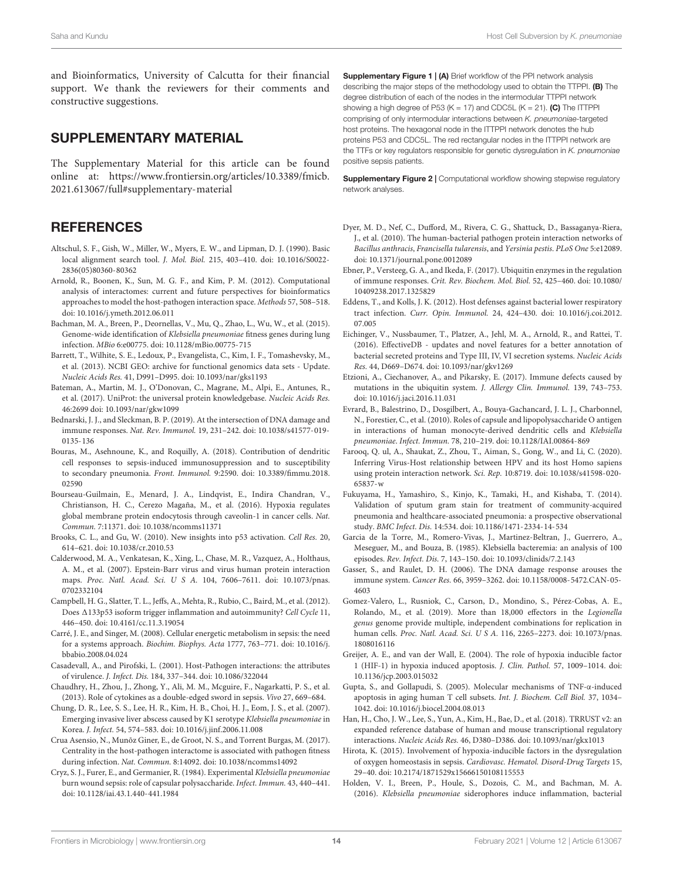and Bioinformatics, University of Calcutta for their financial support. We thank the reviewers for their comments and constructive suggestions.

## SUPPLEMENTARY MATERIAL

The Supplementary Material for this article can be found online at: https://www.frontiersin.org/articles/10.3389/fmicb.2021.613067/full#supplementary-material

**Supplementary Figure 1 | (A)** Brief workflow of the PPI network analysis describing the major steps of the methodology used to obtain the TTPPI. **(B)** The degree distribution of each of the nodes in the intermodular TTPPI network showing a high degree of P53 (K = 17) and CDC5L (K = 21). **(C)** The ITTPPI comprising of only intermodular interactions between *K. pneumoniae*-targeted host proteins. The hexagonal node in the ITTPPI network denotes the hub proteins P53 and CDC5L. The red rectangular nodes in the ITTPPI network are the TTFs or key regulators responsible for genetic dysregulation in *K. pneumoniae* positive sepsis patients.

**Supplementary Figure 2 |** Computational workflow showing stepwise regulatory network analyses.

## REFERENCES

Altschul, S. F., Gish, W., Miller, W., Myers, E. W., and Lipman, D. J. (1990). Basic local alignment search tool. *J. Mol. Biol.* 215, 403–410. doi: 10.1016/S0022-2836(05)80360-80362

Arnold, R., Boonen, K., Sun, M. G. F., and Kim, P. M. (2012). Computational analysis of interactomes: current and future perspectives for bioinformatics approaches to model the host-pathogen interaction space. *Methods* 57, 508–518. doi: 10.1016/j.ymeth.2012.06.011

Bachman, M. A., Breen, P., Deornellas, V., Mu, Q., Zhao, L., Wu, W., et al. (2015). Genome-wide identification of *Klebsiella pneumoniae* fitness genes during lung infection. *MBio* 6:e00775. doi: 10.1128/mBio.00775-715

Barrett, T., Wilhite, S. E., Ledoux, P., Evangelista, C., Kim, I. F., Tomashevsky, M., et al. (2013). NCBI GEO: archive for functional genomics data sets - Update. *Nucleic Acids Res.* 41, D991–D995. doi: 10.1093/nar/gks1193

Bateman, A., Martin, M. J., O'Donovan, C., Magrane, M., Alpi, E., Antunes, R., et al. (2017). UniProt: the universal protein knowledgebase. *Nucleic Acids Res.* 46:2699 doi: 10.1093/nar/gkw1099

Bednarski, J. J., and Sleckman, B. P. (2019). At the intersection of DNA damage and immune responses. *Nat. Rev. Immunol.* 19, 231–242. doi: 10.1038/s41577-019-0135-136

Bouras, M., Asehnoune, K., and Roquilly, A. (2018). Contribution of dendritic cell responses to sepsis-induced immunosuppression and to susceptibility to secondary pneumonia. *Front. Immunol.* 9:2590. doi: 10.3389/fimmu.2018.02590

Bourseau-Guilmain, E., Menard, J. A., Lindqvist, E., Indira Chandran, V., Christianson, H. C., Cerezo Magaña, M., et al. (2016). Hypoxia regulates global membrane protein endocytosis through caveolin-1 in cancer cells. *Nat. Commun.* 7:11371. doi: 10.1038/ncomms11371

Brooks, C. L., and Gu, W. (2010). New insights into p53 activation. *Cell Res.* 20, 614–621. doi: 10.1038/cr.2010.53

Calderwood, M. A., Venkatesan, K., Xing, L., Chase, M. R., Vazquez, A., Holthaus, A. M., et al. (2007). Epstein-Barr virus and virus human protein interaction maps. *Proc. Natl. Acad. Sci. U S A.* 104, 7606–7611. doi: 10.1073/pnas.0702332104

Campbell, H. G., Slatter, T. L., Jeffs, A., Mehta, R., Rubio, C., Baird, M., et al. (2012). Does Δ133p53 isoform trigger inflammation and autoimmunity? *Cell Cycle* 11, 446–450. doi: 10.4161/cc.11.3.19054

Carré, J. E., and Singer, M. (2008). Cellular energetic metabolism in sepsis: the need for a systems approach. *Biochim. Biophys. Acta* 1777, 763–771. doi: 10.1016/j.bbabio.2008.04.024

Casadevall, A., and Pirofski, L. (2001). Host-Pathogen interactions: the attributes of virulence. *J. Infect. Dis.* 184, 337–344. doi: 10.1086/322044

Chaudhry, H., Zhou, J., Zhong, Y., Ali, M. M., Mcguire, F., Nagarkatti, P. S., et al. (2013). Role of cytokines as a double-edged sword in sepsis. *Vivo* 27, 669–684.

Chung, D. R., Lee, S. S., Lee, H. R., Kim, H. B., Choi, H. J., Eom, J. S., et al. (2007). Emerging invasive liver abscess caused by K1 serotype *Klebsiella pneumoniae* in Korea. *J. Infect.* 54, 574–583. doi: 10.1016/j.jinf.2006.11.008

Crua Asensio, N., Munõz Giner, E., de Groot, N. S., and Torrent Burgas, M. (2017). Centrality in the host-pathogen interactome is associated with pathogen fitness during infection. *Nat. Commun.* 8:14092. doi: 10.1038/ncomms14092

Cryz, S. J., Furer, E., and Germanier, R. (1984). Experimental *Klebsiella pneumoniae* burn wound sepsis: role of capsular polysaccharide. *Infect. Immun.* 43, 440–441. doi: 10.1128/iai.43.1.440-441.1984

Dyer, M. D., Nef, C., Dufford, M., Rivera, C. G., Shattuck, D., Bassaganya-Riera, J., et al. (2010). The human-bacterial pathogen protein interaction networks of *Bacillus anthracis*, *Francisella tularensis*, and *Yersinia pestis*. *PLoS One* 5:e12089. doi: 10.1371/journal.pone.0012089

Ebner, P., Versteeg, G. A., and Ikeda, F. (2017). Ubiquitin enzymes in the regulation of immune responses. *Crit. Rev. Biochem. Mol. Biol.* 52, 425–460. doi: 10.1080/10409238.2017.1325829

Eddens, T., and Kolls, J. K. (2012). Host defenses against bacterial lower respiratory tract infection. *Curr. Opin. Immunol.* 24, 424–430. doi: 10.1016/j.coi.2012.07.005

Eichinger, V., Nussbaumer, T., Platzer, A., Jehl, M. A., Arnold, R., and Rattei, T. (2016). EffectiveDB - updates and novel features for a better annotation of bacterial secreted proteins and Type III, IV, VI secretion systems. *Nucleic Acids Res.* 44, D669–D674. doi: 10.1093/nar/gkv1269

Etzioni, A., Ciechanover, A., and Pikarsky, E. (2017). Immune defects caused by mutations in the ubiquitin system. *J. Allergy Clin. Immunol.* 139, 743–753. doi: 10.1016/j.jaci.2016.11.031

Evrard, B., Balestrino, D., Dosgilbert, A., Bouya-Gachancard, J. L. J., Charbonnel, N., Forestier, C., et al. (2010). Roles of capsule and lipopolysaccharide O antigen in interactions of human monocyte-derived dendritic cells and *Klebsiella pneumoniae*. *Infect. Immun.* 78, 210–219. doi: 10.1128/IAI.00864-869

Farooq, Q. ul, A., Shaukat, Z., Zhou, T., Aiman, S., Gong, W., and Li, C. (2020). Inferring Virus-Host relationship between HPV and its host Homo sapiens using protein interaction network. *Sci. Rep.* 10:8719. doi: 10.1038/s41598-020-65837-w

Fukuyama, H., Yamashiro, S., Kinjo, K., Tamaki, H., and Kishaba, T. (2014). Validation of sputum gram stain for treatment of community-acquired pneumonia and healthcare-associated pneumonia: a prospective observational study. *BMC Infect. Dis.* 14:534. doi: 10.1186/1471-2334-14-534

Garcia de la Torre, M., Romero-Vivas, J., Martinez-Beltran, J., Guerrero, A., Meseguer, M., and Bouza, B. (1985). Klebsiella bacteremia: an analysis of 100 episodes. *Rev. Infect. Dis.* 7, 143–150. doi: 10.1093/clinids/7.2.143

Gasser, S., and Raulet, D. H. (2006). The DNA damage response arouses the immune system. *Cancer Res.* 66, 3959–3262. doi: 10.1158/0008-5472.CAN-05-4603

Gomez-Valero, L., Rusniok, C., Carson, D., Mondino, S., Pérez-Cobas, A. E., Rolando, M., et al. (2019). More than 18,000 effectors in the *Legionella genus* genome provide multiple, independent combinations for replication in human cells. *Proc. Natl. Acad. Sci. U S A.* 116, 2265–2273. doi: 10.1073/pnas.1808016116

Greijer, A. E., and van der Wall, E. (2004). The role of hypoxia inducible factor 1 (HIF-1) in hypoxia induced apoptosis. *J. Clin. Pathol.* 57, 1009–1014. doi: 10.1136/jcp.2003.015032

Gupta, S., and Gollapudi, S. (2005). Molecular mechanisms of TNF-α-induced apoptosis in aging human T cell subsets. *Int. J. Biochem. Cell Biol.* 37, 1034–1042. doi: 10.1016/j.biocel.2004.08.013

Han, H., Cho, J. W., Lee, S., Yun, A., Kim, H., Bae, D., et al. (2018). TRRUST v2: an expanded reference database of human and mouse transcriptional regulatory interactions. *Nucleic Acids Res.* 46, D380–D386. doi: 10.1093/nar/gkx1013

Hirota, K. (2015). Involvement of hypoxia-inducible factors in the dysregulation of oxygen homeostasis in sepsis. *Cardiovasc. Hematol. Disord-Drug Targets* 15, 29–40. doi: 10.2174/1871529x15666150108115553

Holden, V. I., Breen, P., Houle, S., Dozois, C. M., and Bachman, M. A. (2016). *Klebsiella pneumoniae* siderophores induce inflammation, bacterial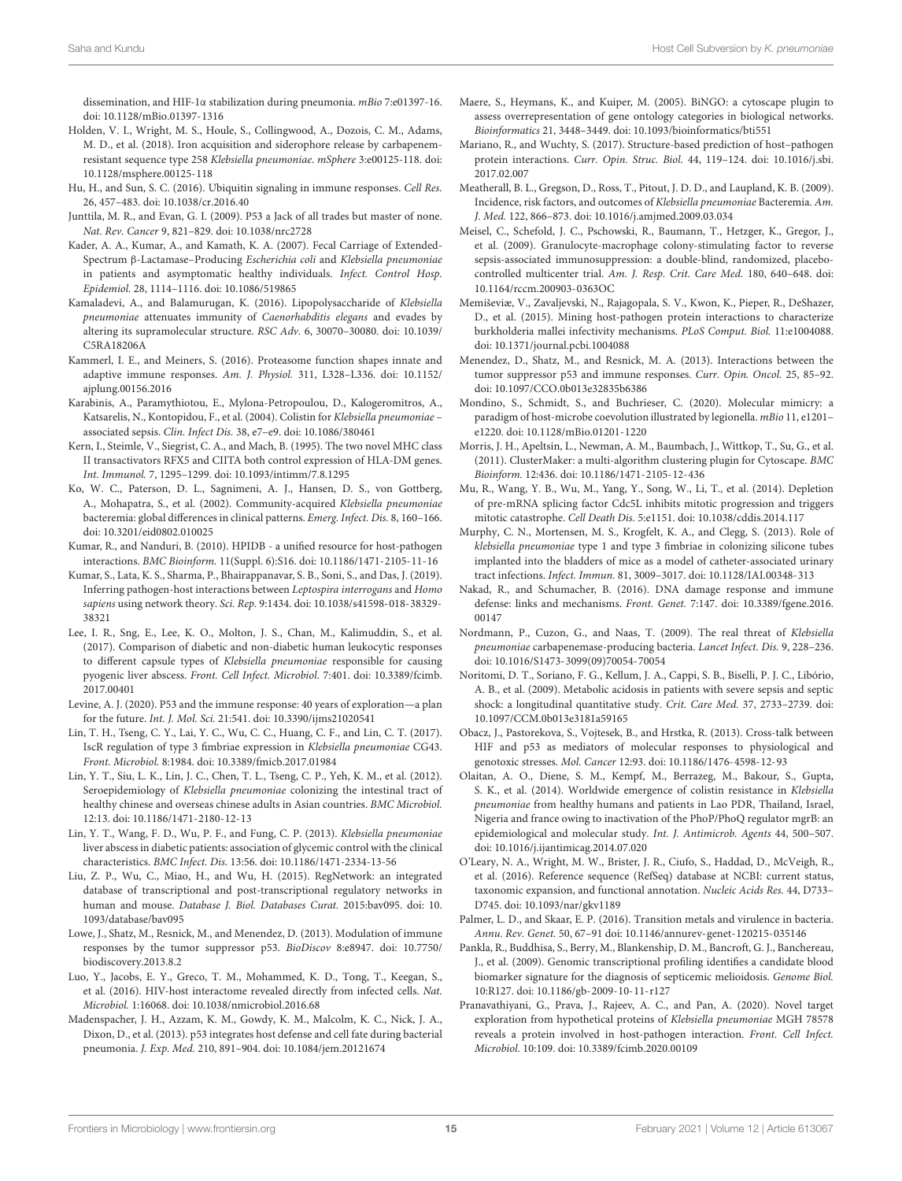dissemination, and HIF-1α stabilization during pneumonia. *mBio* 7:e01397-16. doi: 10.1128/mBio.01397-1316

Holden, V. I., Wright, M. S., Houle, S., Collingwood, A., Dozois, C. M., Adams, M. D., et al. (2018). Iron acquisition and siderophore release by carbapenem-resistant sequence type 258 *Klebsiella pneumoniae*. *mSphere* 3:e00125-118. doi: 10.1128/msphere.00125-118

Hu, H., and Sun, S. C. (2016). Ubiquitin signaling in immune responses. *Cell Res.* 26, 457–483. doi: 10.1038/cr.2016.40

Junttila, M. R., and Evan, G. I. (2009). P53 a Jack of all trades but master of none. *Nat. Rev. Cancer* 9, 821–829. doi: 10.1038/nrc2728

Kader, A. A., Kumar, A., and Kamath, K. A. (2007). Fecal Carriage of Extended-Spectrum β-Lactamase–Producing *Escherichia coli* and *Klebsiella pneumoniae* in patients and asymptomatic healthy individuals. *Infect. Control Hosp. Epidemiol.* 28, 1114–1116. doi: 10.1086/519865

Kamaladevi, A., and Balamurugan, K. (2016). Lipopolysaccharide of *Klebsiella pneumoniae* attenuates immunity of *Caenorhabditis elegans* and evades by altering its supramolecular structure. *RSC Adv.* 6, 30070–30080. doi: 10.1039/C5RA18206A

Kammerl, I. E., and Meiners, S. (2016). Proteasome function shapes innate and adaptive immune responses. *Am. J. Physiol.* 311, L328–L336. doi: 10.1152/ajplung.00156.2016

Karabinis, A., Paramythiotou, E., Mylona-Petropoulou, D., Kalogeromitros, A., Katsarelis, N., Kontopidou, F., et al. (2004). Colistin for *Klebsiella pneumoniae* – associated sepsis. *Clin. Infect Dis.* 38, e7–e9. doi: 10.1086/380461

Kern, I., Steimle, V., Siegrist, C. A., and Mach, B. (1995). The two novel MHC class II transactivators RFX5 and CIITA both control expression of HLA-DM genes. *Int. Immunol.* 7, 1295–1299. doi: 10.1093/intimm/7.8.1295

Ko, W. C., Paterson, D. L., Sagnimeni, A. J., Hansen, D. S., von Gottberg, A., Mohapatra, S., et al. (2002). Community-acquired *Klebsiella pneumoniae* bacteremia: global differences in clinical patterns. *Emerg. Infect. Dis.* 8, 160–166. doi: 10.3201/eid0802.010025

Kumar, R., and Nanduri, B. (2010). HPIDB - a unified resource for host-pathogen interactions. *BMC Bioinform.* 11(Suppl. 6):S16. doi: 10.1186/1471-2105-11-16

Kumar, S., Lata, K. S., Sharma, P., Bhairappanavar, S. B., Soni, S., and Das, J. (2019). Inferring pathogen-host interactions between *Leptospira interrogans* and *Homo sapiens* using network theory. *Sci. Rep.* 9:1434. doi: 10.1038/s41598-018-38329-38321

Lee, I. R., Sng, E., Lee, K. O., Molton, J. S., Chan, M., Kalimuddin, S., et al. (2017). Comparison of diabetic and non-diabetic human leukocytic responses to different capsule types of *Klebsiella pneumoniae* responsible for causing pyogenic liver abscess. *Front. Cell Infect. Microbiol.* 7:401. doi: 10.3389/fcimb.2017.00401

Levine, A. J. (2020). P53 and the immune response: 40 years of exploration—a plan for the future. *Int. J. Mol. Sci.* 21:541. doi: 10.3390/ijms21020541

Lin, T. H., Tseng, C. Y., Lai, Y. C., Wu, C. C., Huang, C. F., and Lin, C. T. (2017). IscR regulation of type 3 fimbriae expression in *Klebsiella pneumoniae* CG43. *Front. Microbiol.* 8:1984. doi: 10.3389/fmicb.2017.01984

Lin, Y. T., Siu, L. K., Lin, J. C., Chen, T. L., Tseng, C. P., Yeh, K. M., et al. (2012). Seroepidemiology of *Klebsiella pneumoniae* colonizing the intestinal tract of healthy chinese and overseas chinese adults in Asian countries. *BMC Microbiol.* 12:13. doi: 10.1186/1471-2180-12-13

Lin, Y. T., Wang, F. D., Wu, P. F., and Fung, C. P. (2013). *Klebsiella pneumoniae* liver abscess in diabetic patients: association of glycemic control with the clinical characteristics. *BMC Infect. Dis.* 13:56. doi: 10.1186/1471-2334-13-56

Liu, Z. P., Wu, C., Miao, H., and Wu, H. (2015). RegNetwork: an integrated database of transcriptional and post-transcriptional regulatory networks in human and mouse. *Database J. Biol. Databases Curat.* 2015:bav095. doi: 10.1093/database/bav095

Lowe, J., Shatz, M., Resnick, M., and Menendez, D. (2013). Modulation of immune responses by the tumor suppressor p53. *BioDiscov* 8:e8947. doi: 10.7750/biodiscovery.2013.8.2

Luo, Y., Jacobs, E. Y., Greco, T. M., Mohammed, K. D., Tong, T., Keegan, S., et al. (2016). HIV-host interactome revealed directly from infected cells. *Nat. Microbiol.* 1:16068. doi: 10.1038/nmicrobiol.2016.68

Madenspacher, J. H., Azzam, K. M., Gowdy, K. M., Malcolm, K. C., Nick, J. A., Dixon, D., et al. (2013). p53 integrates host defense and cell fate during bacterial pneumonia. *J. Exp. Med.* 210, 891–904. doi: 10.1084/jem.20121674

Maere, S., Heymans, K., and Kuiper, M. (2005). BiNGO: a cytoscape plugin to assess overrepresentation of gene ontology categories in biological networks. *Bioinformatics* 21, 3448–3449. doi: 10.1093/bioinformatics/bti551

Mariano, R., and Wuchty, S. (2017). Structure-based prediction of host–pathogen protein interactions. *Curr. Opin. Struc. Biol.* 44, 119–124. doi: 10.1016/j.sbi.2017.02.007

Meatherall, B. L., Gregson, D., Ross, T., Pitout, J. D. D., and Laupland, K. B. (2009). Incidence, risk factors, and outcomes of *Klebsiella pneumoniae* Bacteremia. *Am. J. Med.* 122, 866–873. doi: 10.1016/j.amjmed.2009.03.034

Meisel, C., Schefold, J. C., Pschowski, R., Baumann, T., Hetzger, K., Gregor, J., et al. (2009). Granulocyte-macrophage colony-stimulating factor to reverse sepsis-associated immunosuppression: a double-blind, randomized, placebo-controlled multicenter trial. *Am. J. Resp. Crit. Care Med.* 180, 640–648. doi: 10.1164/rccm.200903-0363OC

Memiševiæ, V., Zavaljevski, N., Rajagopala, S. V., Kwon, K., Pieper, R., DeShazer, D., et al. (2015). Mining host-pathogen protein interactions to characterize burkholderia mallei infectivity mechanisms. *PLoS Comput. Biol.* 11:e1004088. doi: 10.1371/journal.pcbi.1004088

Menendez, D., Shatz, M., and Resnick, M. A. (2013). Interactions between the tumor suppressor p53 and immune responses. *Curr. Opin. Oncol.* 25, 85–92. doi: 10.1097/CCO.0b013e32835b6386

Mondino, S., Schmidt, S., and Buchrieser, C. (2020). Molecular mimicry: a paradigm of host-microbe coevolution illustrated by legionella. *mBio* 11, e1201–e1220. doi: 10.1128/mBio.01201-1220

Morris, J. H., Apeltsin, L., Newman, A. M., Baumbach, J., Wittkop, T., Su, G., et al. (2011). ClusterMaker: a multi-algorithm clustering plugin for Cytoscape. *BMC Bioinform.* 12:436. doi: 10.1186/1471-2105-12-436

Mu, R., Wang, Y. B., Wu, M., Yang, Y., Song, W., Li, T., et al. (2014). Depletion of pre-mRNA splicing factor Cdc5L inhibits mitotic progression and triggers mitotic catastrophe. *Cell Death Dis.* 5:e1151. doi: 10.1038/cddis.2014.117

Murphy, C. N., Mortensen, M. S., Krogfelt, K. A., and Clegg, S. (2013). Role of *klebsiella pneumoniae* type 1 and type 3 fimbriae in colonizing silicone tubes implanted into the bladders of mice as a model of catheter-associated urinary tract infections. *Infect. Immun.* 81, 3009–3017. doi: 10.1128/IAI.00348-313

Nakad, R., and Schumacher, B. (2016). DNA damage response and immune defense: links and mechanisms. *Front. Genet.* 7:147. doi: 10.3389/fgene.2016.00147

Nordmann, P., Cuzon, G., and Naas, T. (2009). The real threat of *Klebsiella pneumoniae* carbapenemase-producing bacteria. *Lancet Infect. Dis.* 9, 228–236. doi: 10.1016/S1473-3099(09)70054-70054

Noritomi, D. T., Soriano, F. G., Kellum, J. A., Cappi, S. B., Biselli, P. J. C., Libório, A. B., et al. (2009). Metabolic acidosis in patients with severe sepsis and septic shock: a longitudinal quantitative study. *Crit. Care Med.* 37, 2733–2739. doi: 10.1097/CCM.0b013e3181a59165

Obacz, J., Pastorekova, S., Vojtesek, B., and Hrstka, R. (2013). Cross-talk between HIF and p53 as mediators of molecular responses to physiological and genotoxic stresses. *Mol. Cancer* 12:93. doi: 10.1186/1476-4598-12-93

Olaitan, A. O., Diene, S. M., Kempf, M., Berrazeg, M., Bakour, S., Gupta, S. K., et al. (2014). Worldwide emergence of colistin resistance in *Klebsiella pneumoniae* from healthy humans and patients in Lao PDR, Thailand, Israel, Nigeria and france owing to inactivation of the PhoP/PhoQ regulator mgrB: an epidemiological and molecular study. *Int. J. Antimicrob. Agents* 44, 500–507. doi: 10.1016/j.ijantimicag.2014.07.020

O'Leary, N. A., Wright, M. W., Brister, J. R., Ciufo, S., Haddad, D., McVeigh, R., et al. (2016). Reference sequence (RefSeq) database at NCBI: current status, taxonomic expansion, and functional annotation. *Nucleic Acids Res.* 44, D733–D745. doi: 10.1093/nar/gkv1189

Palmer, L. D., and Skaar, E. P. (2016). Transition metals and virulence in bacteria. *Annu. Rev. Genet.* 50, 67–91 doi: 10.1146/annurev-genet-120215-035146

Pankla, R., Buddhisa, S., Berry, M., Blankenship, D. M., Bancroft, G. J., Banchereau, J., et al. (2009). Genomic transcriptional profiling identifies a candidate blood biomarker signature for the diagnosis of septicemic melioidosis. *Genome Biol.* 10:R127. doi: 10.1186/gb-2009-10-11-r127

Pranavathiyani, G., Prava, J., Rajeev, A. C., and Pan, A. (2020). Novel target exploration from hypothetical proteins of *Klebsiella pneumoniae* MGH 78578 reveals a protein involved in host-pathogen interaction. *Front. Cell Infect. Microbiol.* 10:109. doi: 10.3389/fcimb.2020.00109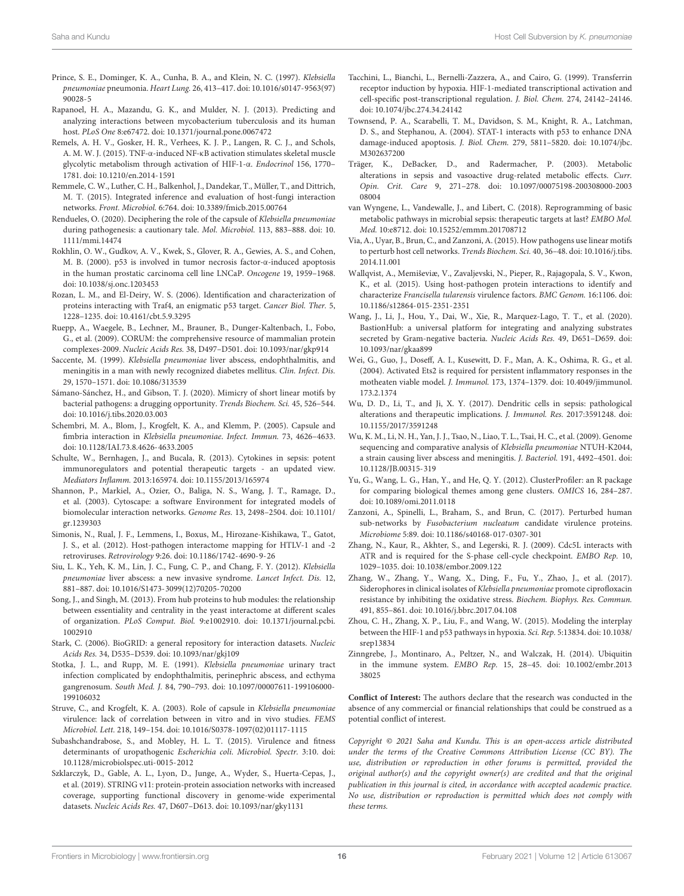Prince, S. E., Dominger, K. A., Cunha, B. A., and Klein, N. C. (1997). *Klebsiella pneumoniae* pneumonia. *Heart Lung.* 26, 413–417. doi: 10.1016/s0147-9563(97)90028-5

Rapanoel, H. A., Mazandu, G. K., and Mulder, N. J. (2013). Predicting and analyzing interactions between mycobacterium tuberculosis and its human host. *PLoS One* 8:e67472. doi: 10.1371/journal.pone.0067472

Remels, A. H. V., Gosker, H. R., Verhees, K. J. P., Langen, R. C. J., and Schols, A. M. W. J. (2015). TNF-α-induced NF-κB activation stimulates skeletal muscle glycolytic metabolism through activation of HIF-1-α. *Endocrinol* 156, 1770–1781. doi: 10.1210/en.2014-1591

Remmele, C. W., Luther, C. H., Balkenhol, J., Dandekar, T., Müller, T., and Dittrich, M. T. (2015). Integrated inference and evaluation of host-fungi interaction networks. *Front. Microbiol.* 6:764. doi: 10.3389/fmicb.2015.00764

Rendueles, O. (2020). Deciphering the role of the capsule of *Klebsiella pneumoniae* during pathogenesis: a cautionary tale. *Mol. Microbiol.* 113, 883–888. doi: 10.1111/mmi.14474

Rokhlin, O. W., Gudkov, A. V., Kwek, S., Glover, R. A., Gewies, A. S., and Cohen, M. B. (2000). p53 is involved in tumor necrosis factor-α-induced apoptosis in the human prostatic carcinoma cell line LNCaP. *Oncogene* 19, 1959–1968. doi: 10.1038/sj.onc.1203453

Rozan, L. M., and El-Deiry, W. S. (2006). Identification and characterization of proteins interacting with Traf4, an enigmatic p53 target. *Cancer Biol. Ther.* 5, 1228–1235. doi: 10.4161/cbt.5.9.3295

Ruepp, A., Waegele, B., Lechner, M., Brauner, B., Dunger-Kaltenbach, I., Fobo, G., et al. (2009). CORUM: the comprehensive resource of mammalian protein complexes-2009. *Nucleic Acids Res.* 38, D497–D501. doi: 10.1093/nar/gkp914

Saccente, M. (1999). *Klebsiella pneumoniae* liver abscess, endophthalmitis, and meningitis in a man with newly recognized diabetes mellitus. *Clin. Infect. Dis.* 29, 1570–1571. doi: 10.1086/313539

Sámano-Sánchez, H., and Gibson, T. J. (2020). Mimicry of short linear motifs by bacterial pathogens: a drugging opportunity. *Trends Biochem. Sci.* 45, 526–544. doi: 10.1016/j.tibs.2020.03.003

Schembri, M. A., Blom, J., Krogfelt, K. A., and Klemm, P. (2005). Capsule and fimbria interaction in *Klebsiella pneumoniae*. *Infect. Immun.* 73, 4626–4633. doi: 10.1128/IAI.73.8.4626-4633.2005

Schulte, W., Bernhagen, J., and Bucala, R. (2013). Cytokines in sepsis: potent immunoregulators and potential therapeutic targets - an updated view. *Mediators Inflamm.* 2013:165974. doi: 10.1155/2013/165974

Shannon, P., Markiel, A., Ozier, O., Baliga, N. S., Wang, J. T., Ramage, D., et al. (2003). Cytoscape: a software Environment for integrated models of biomolecular interaction networks. *Genome Res.* 13, 2498–2504. doi: 10.1101/gr.1239303

Simonis, N., Rual, J. F., Lemmens, I., Boxus, M., Hirozane-Kishikawa, T., Gatot, J. S., et al. (2012). Host-pathogen interactome mapping for HTLV-1 and -2 retroviruses. *Retrovirology* 9:26. doi: 10.1186/1742-4690-9-26

Siu, L. K., Yeh, K. M., Lin, J. C., Fung, C. P., and Chang, F. Y. (2012). *Klebsiella pneumoniae* liver abscess: a new invasive syndrome. *Lancet Infect. Dis.* 12, 881–887. doi: 10.1016/S1473-3099(12)70205-70200

Song, J., and Singh, M. (2013). From hub proteins to hub modules: the relationship between essentiality and centrality in the yeast interactome at different scales of organization. *PLoS Comput. Biol.* 9:e1002910. doi: 10.1371/journal.pcbi.1002910

Stark, C. (2006). BioGRID: a general repository for interaction datasets. *Nucleic Acids Res.* 34, D535–D539. doi: 10.1093/nar/gkj109

Stotka, J. L., and Rupp, M. E. (1991). *Klebsiella pneumoniae* urinary tract infection complicated by endophthalmitis, perinephric abscess, and ecthyma gangrenosum. *South Med. J.* 84, 790–793. doi: 10.1097/00007611-199106000-199106032

Struve, C., and Krogfelt, K. A. (2003). Role of capsule in *Klebsiella pneumoniae* virulence: lack of correlation between in vitro and in vivo studies. *FEMS Microbiol. Lett.* 218, 149–154. doi: 10.1016/S0378-1097(02)01117-1115

Subashchandrabose, S., and Mobley, H. L. T. (2015). Virulence and fitness determinants of uropathogenic *Escherichia coli*. *Microbiol. Spectr.* 3:10. doi: 10.1128/microbiolspec.uti-0015-2012

Szklarczyk, D., Gable, A. L., Lyon, D., Junge, A., Wyder, S., Huerta-Cepas, J., et al. (2019). STRING v11: protein-protein association networks with increased coverage, supporting functional discovery in genome-wide experimental datasets. *Nucleic Acids Res.* 47, D607–D613. doi: 10.1093/nar/gky1131

Tacchini, L., Bianchi, L., Bernelli-Zazzera, A., and Cairo, G. (1999). Transferrin receptor induction by hypoxia. HIF-1-mediated transcriptional activation and cell-specific post-transcriptional regulation. *J. Biol. Chem.* 274, 24142–24146. doi: 10.1074/jbc.274.34.24142

Townsend, P. A., Scarabelli, T. M., Davidson, S. M., Knight, R. A., Latchman, D. S., and Stephanou, A. (2004). STAT-1 interacts with p53 to enhance DNA damage-induced apoptosis. *J. Biol. Chem.* 279, 5811–5820. doi: 10.1074/jbc.M302637200

Träger, K., DeBacker, D., and Radermacher, P. (2003). Metabolic alterations in sepsis and vasoactive drug-related metabolic effects. *Curr. Opin. Crit. Care* 9, 271–278. doi: 10.1097/00075198-200308000-200308004

van Wyngene, L., Vandewalle, J., and Libert, C. (2018). Reprogramming of basic metabolic pathways in microbial sepsis: therapeutic targets at last? *EMBO Mol. Med.* 10:e8712. doi: 10.15252/emmm.201708712

Via, A., Uyar, B., Brun, C., and Zanzoni, A. (2015). How pathogens use linear motifs to perturb host cell networks. *Trends Biochem. Sci.* 40, 36–48. doi: 10.1016/j.tibs.2014.11.001

Wallqvist, A., Memiševiæ, V., Zavaljevski, N., Pieper, R., Rajagopala, S. V., Kwon, K., et al. (2015). Using host-pathogen protein interactions to identify and characterize *Francisella tularensis* virulence factors. *BMC Genom.* 16:1106. doi: 10.1186/s12864-015-2351-2351

Wang, J., Li, J., Hou, Y., Dai, W., Xie, R., Marquez-Lago, T. T., et al. (2020). BastionHub: a universal platform for integrating and analyzing substrates secreted by Gram-negative bacteria. *Nucleic Acids Res.* 49, D651–D659. doi: 10.1093/nar/gkaa899

Wei, G., Guo, J., Doseff, A. I., Kusewitt, D. F., Man, A. K., Oshima, R. G., et al. (2004). Activated Ets2 is required for persistent inflammatory responses in the motheaten viable model. *J. Immunol.* 173, 1374–1379. doi: 10.4049/jimmunol.173.2.1374

Wu, D. D., Li, T., and Ji, X. Y. (2017). Dendritic cells in sepsis: pathological alterations and therapeutic implications. *J. Immunol. Res.* 2017:3591248. doi: 10.1155/2017/3591248

Wu, K. M., Li, N. H., Yan, J. J., Tsao, N., Liao, T. L., Tsai, H. C., et al. (2009). Genome sequencing and comparative analysis of *Klebsiella pneumoniae* NTUH-K2044, a strain causing liver abscess and meningitis. *J. Bacteriol.* 191, 4492–4501. doi: 10.1128/JB.00315-319

Yu, G., Wang, L. G., Han, Y., and He, Q. Y. (2012). ClusterProfiler: an R package for comparing biological themes among gene clusters. *OMICS* 16, 284–287. doi: 10.1089/omi.2011.0118

Zanzoni, A., Spinelli, L., Braham, S., and Brun, C. (2017). Perturbed human sub-networks by *Fusobacterium nucleatum* candidate virulence proteins. *Microbiome* 5:89. doi: 10.1186/s40168-017-0307-301

Zhang, N., Kaur, R., Akhter, S., and Legerski, R. J. (2009). Cdc5L interacts with ATR and is required for the S-phase cell-cycle checkpoint. *EMBO Rep.* 10, 1029–1035. doi: 10.1038/embor.2009.122

Zhang, W., Zhang, Y., Wang, X., Ding, F., Fu, Y., Zhao, J., et al. (2017). Siderophores in clinical isolates of *Klebsiella pneumoniae* promote ciprofloxacin resistance by inhibiting the oxidative stress. *Biochem. Biophys. Res. Commun.* 491, 855–861. doi: 10.1016/j.bbrc.2017.04.108

Zhou, C. H., Zhang, X. P., Liu, F., and Wang, W. (2015). Modeling the interplay between the HIF-1 and p53 pathways in hypoxia. *Sci. Rep.* 5:13834. doi: 10.1038/srep13834

Zinngrebe, J., Montinaro, A., Peltzer, N., and Walczak, H. (2014). Ubiquitin in the immune system. *EMBO Rep.* 15, 28–45. doi: 10.1002/embr.201338025

**Conflict of Interest:** The authors declare that the research was conducted in the absence of any commercial or financial relationships that could be construed as a potential conflict of interest.

*Copyright © 2021 Saha and Kundu. This is an open-access article distributed under the terms of the Creative Commons Attribution License (CC BY). The use, distribution or reproduction in other forums is permitted, provided the original author(s) and the copyright owner(s) are credited and that the original publication in this journal is cited, in accordance with accepted academic practice. No use, distribution or reproduction is permitted which does not comply with these terms.*